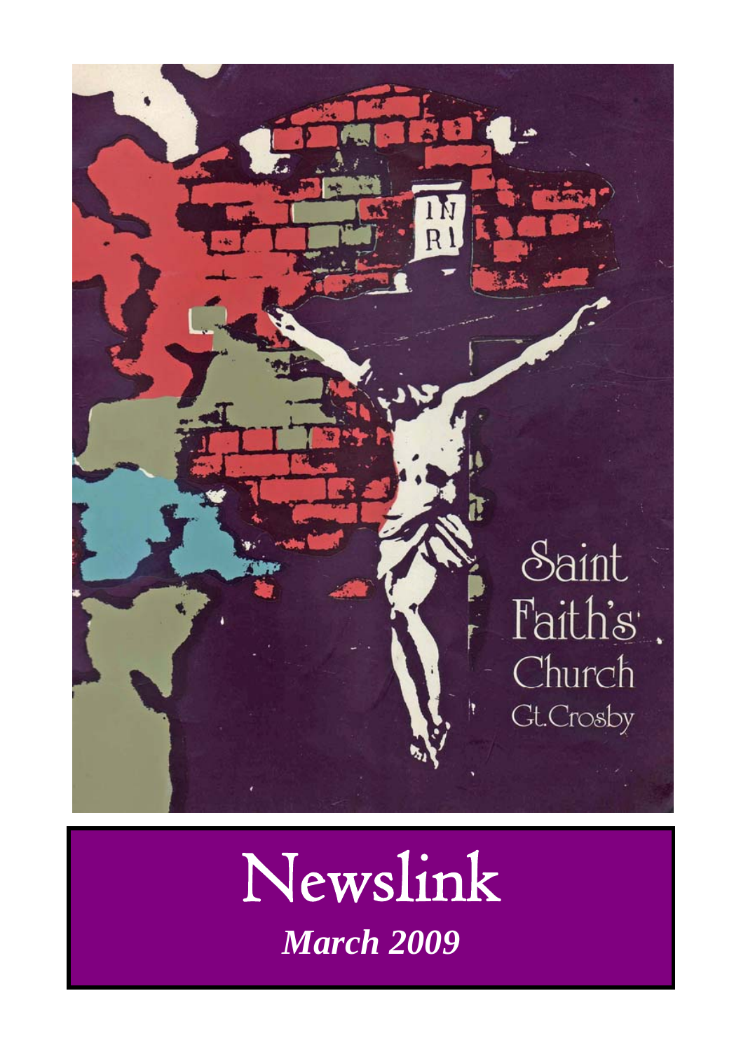Saint Faith's Church
Gt.Crosby

# Newslink

***March 2009***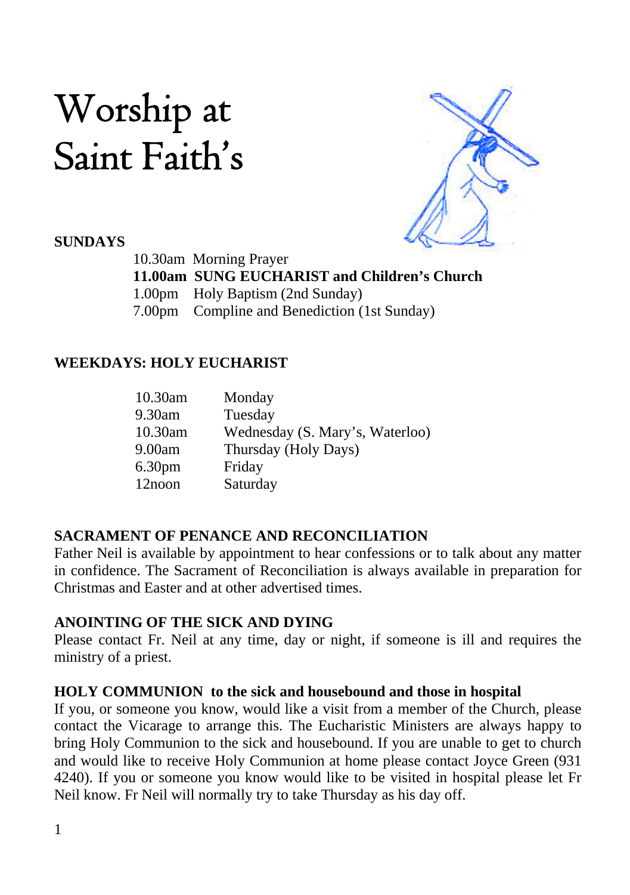# Worship at Saint Faith's

**SUNDAYS**

10.30am Morning Prayer
**11.00am SUNG EUCHARIST and Children's Church**
1.00pm Holy Baptism (2nd Sunday)
7.00pm Compline and Benediction (1st Sunday)

**WEEKDAYS: HOLY EUCHARIST**

| | |
|---|---|
| 10.30am | Monday |
| 9.30am | Tuesday |
| 10.30am | Wednesday (S. Mary's, Waterloo) |
| 9.00am | Thursday (Holy Days) |
| 6.30pm | Friday |
| 12noon | Saturday |

**SACRAMENT OF PENANCE AND RECONCILIATION**
Father Neil is available by appointment to hear confessions or to talk about any matter in confidence. The Sacrament of Reconciliation is always available in preparation for Christmas and Easter and at other advertised times.

**ANOINTING OF THE SICK AND DYING**
Please contact Fr. Neil at any time, day or night, if someone is ill and requires the ministry of a priest.

**HOLY COMMUNION to the sick and housebound and those in hospital**
If you, or someone you know, would like a visit from a member of the Church, please contact the Vicarage to arrange this. The Eucharistic Ministers are always happy to bring Holy Communion to the sick and housebound. If you are unable to get to church and would like to receive Holy Communion at home please contact Joyce Green (931 4240). If you or someone you know would like to be visited in hospital please let Fr Neil know. Fr Neil will normally try to take Thursday as his day off.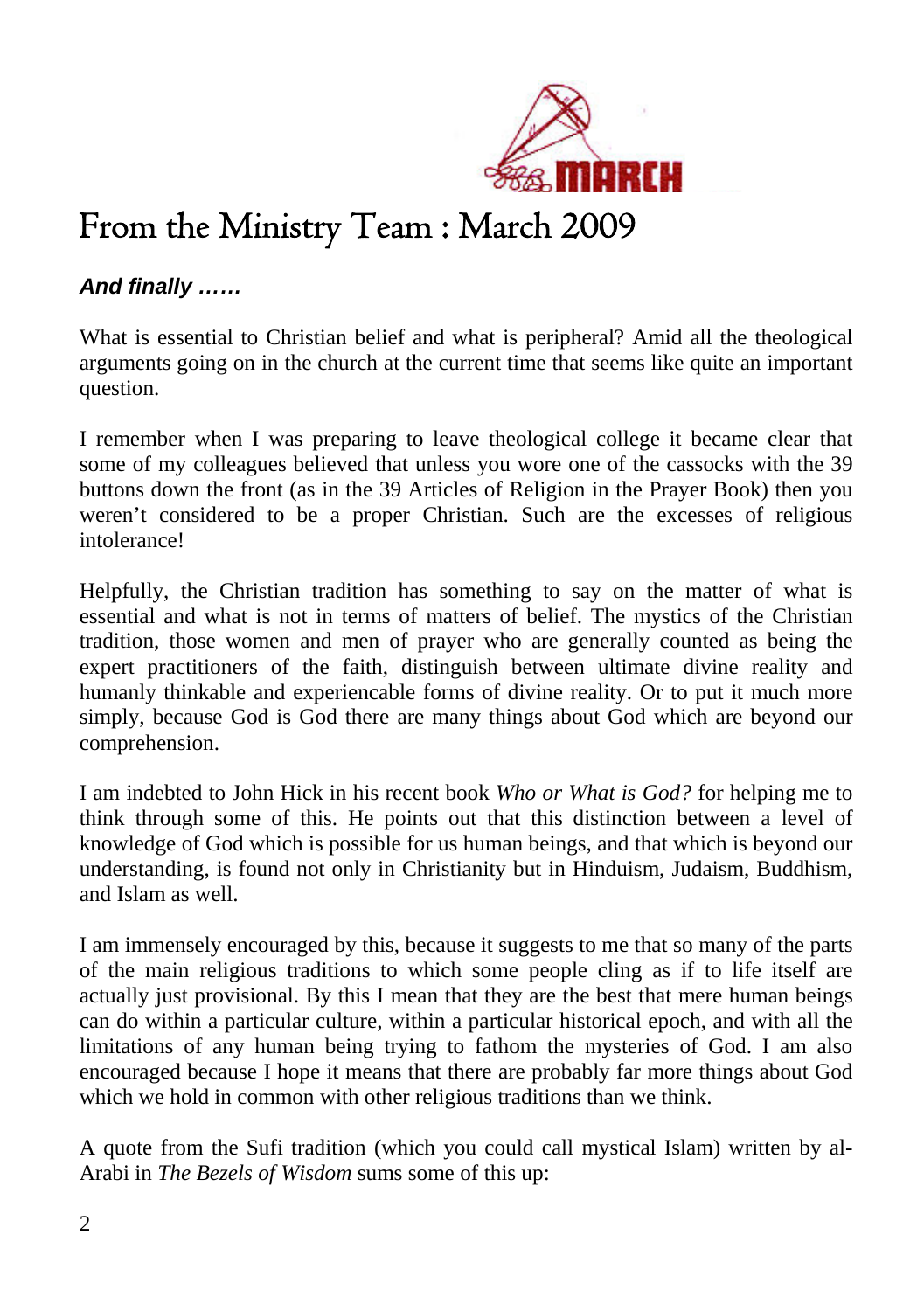# From the Ministry Team : March 2009

***And finally ……***

What is essential to Christian belief and what is peripheral? Amid all the theological arguments going on in the church at the current time that seems like quite an important question.

I remember when I was preparing to leave theological college it became clear that some of my colleagues believed that unless you wore one of the cassocks with the 39 buttons down the front (as in the 39 Articles of Religion in the Prayer Book) then you weren't considered to be a proper Christian. Such are the excesses of religious intolerance!

Helpfully, the Christian tradition has something to say on the matter of what is essential and what is not in terms of matters of belief. The mystics of the Christian tradition, those women and men of prayer who are generally counted as being the expert practitioners of the faith, distinguish between ultimate divine reality and humanly thinkable and experiencable forms of divine reality. Or to put it much more simply, because God is God there are many things about God which are beyond our comprehension.

I am indebted to John Hick in his recent book *Who or What is God?* for helping me to think through some of this. He points out that this distinction between a level of knowledge of God which is possible for us human beings, and that which is beyond our understanding, is found not only in Christianity but in Hinduism, Judaism, Buddhism, and Islam as well.

I am immensely encouraged by this, because it suggests to me that so many of the parts of the main religious traditions to which some people cling as if to life itself are actually just provisional. By this I mean that they are the best that mere human beings can do within a particular culture, within a particular historical epoch, and with all the limitations of any human being trying to fathom the mysteries of God. I am also encouraged because I hope it means that there are probably far more things about God which we hold in common with other religious traditions than we think.

A quote from the Sufi tradition (which you could call mystical Islam) written by al-Arabi in *The Bezels of Wisdom* sums some of this up: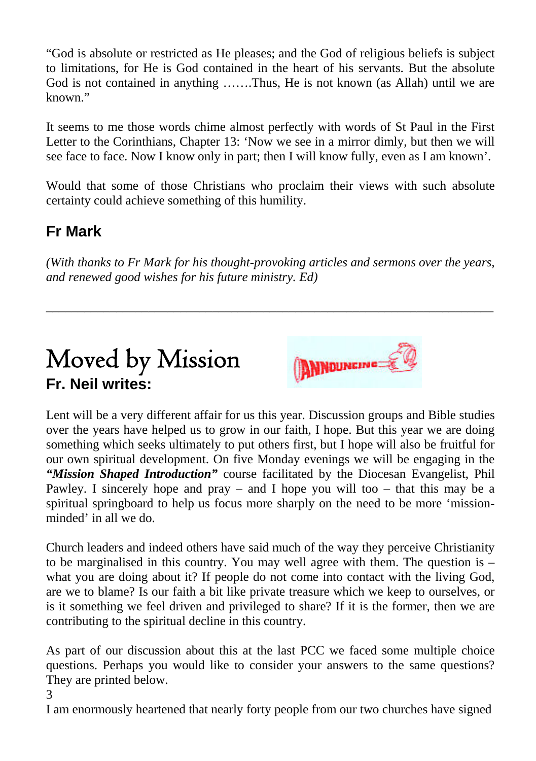"God is absolute or restricted as He pleases; and the God of religious beliefs is subject to limitations, for He is God contained in the heart of his servants. But the absolute God is not contained in anything …….Thus, He is not known (as Allah) until we are known."

It seems to me those words chime almost perfectly with words of St Paul in the First Letter to the Corinthians, Chapter 13: 'Now we see in a mirror dimly, but then we will see face to face. Now I know only in part; then I will know fully, even as I am known'.

Would that some of those Christians who proclaim their views with such absolute certainty could achieve something of this humility.

**Fr Mark**

*(With thanks to Fr Mark for his thought-provoking articles and sermons over the years, and renewed good wishes for his future ministry. Ed)*

---

# Moved by Mission

**Fr. Neil writes:**

Lent will be a very different affair for us this year. Discussion groups and Bible studies over the years have helped us to grow in our faith, I hope. But this year we are doing something which seeks ultimately to put others first, but I hope will also be fruitful for our own spiritual development. On five Monday evenings we will be engaging in the ***"Mission Shaped Introduction"*** course facilitated by the Diocesan Evangelist, Phil Pawley. I sincerely hope and pray – and I hope you will too – that this may be a spiritual springboard to help us focus more sharply on the need to be more 'mission-minded' in all we do.

Church leaders and indeed others have said much of the way they perceive Christianity to be marginalised in this country. You may well agree with them. The question is – what you are doing about it? If people do not come into contact with the living God, are we to blame? Is our faith a bit like private treasure which we keep to ourselves, or is it something we feel driven and privileged to share? If it is the former, then we are contributing to the spiritual decline in this country.

As part of our discussion about this at the last PCC we faced some multiple choice questions. Perhaps you would like to consider your answers to the same questions? They are printed below.

I am enormously heartened that nearly forty people from our two churches have signed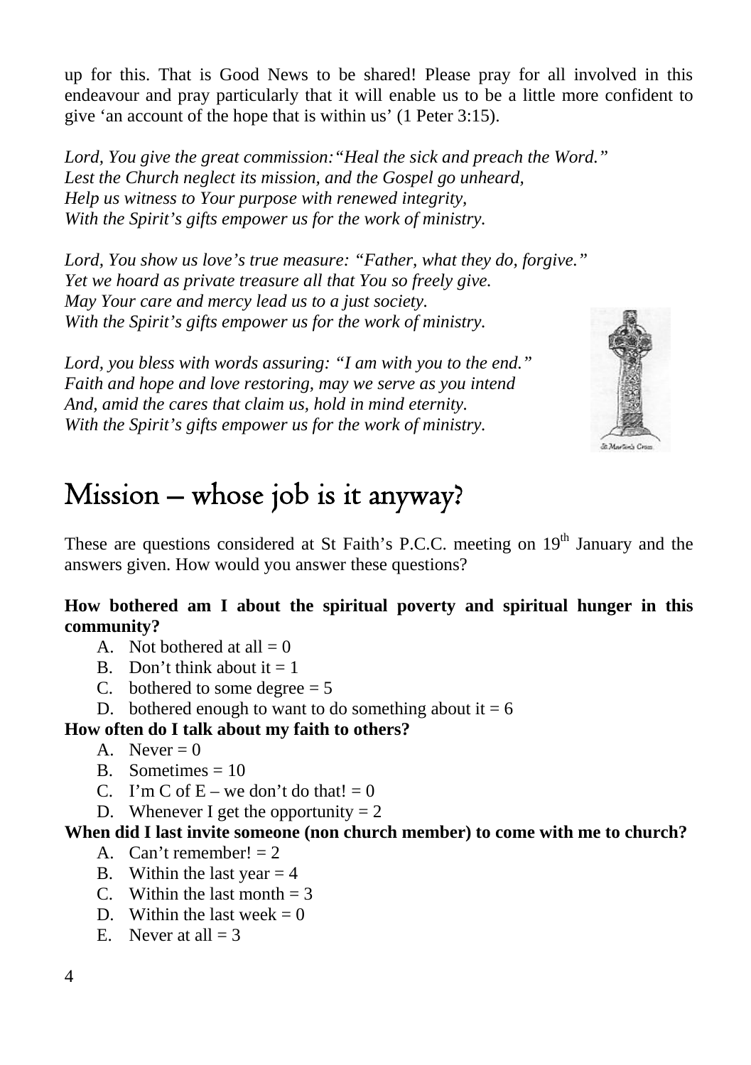up for this. That is Good News to be shared! Please pray for all involved in this endeavour and pray particularly that it will enable us to be a little more confident to give 'an account of the hope that is within us' (1 Peter 3:15).

*Lord, You give the great commission: "Heal the sick and preach the Word."*
*Lest the Church neglect its mission, and the Gospel go unheard,*
*Help us witness to Your purpose with renewed integrity,*
*With the Spirit's gifts empower us for the work of ministry.*

*Lord, You show us love's true measure: "Father, what they do, forgive."*
*Yet we hoard as private treasure all that You so freely give.*
*May Your care and mercy lead us to a just society.*
*With the Spirit's gifts empower us for the work of ministry.*

*Lord, you bless with words assuring: "I am with you to the end."*
*Faith and hope and love restoring, may we serve as you intend*
*And, amid the cares that claim us, hold in mind eternity.*
*With the Spirit's gifts empower us for the work of ministry.*

St Martin's Cross

# Mission – whose job is it anyway?

These are questions considered at St Faith's P.C.C. meeting on 19th January and the answers given. How would you answer these questions?

**How bothered am I about the spiritual poverty and spiritual hunger in this community?**

A. Not bothered at all = 0
B. Don't think about it = 1
C. bothered to some degree = 5
D. bothered enough to want to do something about it = 6

**How often do I talk about my faith to others?**

A. Never = 0
B. Sometimes = 10
C. I'm C of E – we don't do that! = 0
D. Whenever I get the opportunity = 2

**When did I last invite someone (non church member) to come with me to church?**

A. Can't remember! = 2
B. Within the last year = 4
C. Within the last month = 3
D. Within the last week = 0
E. Never at all = 3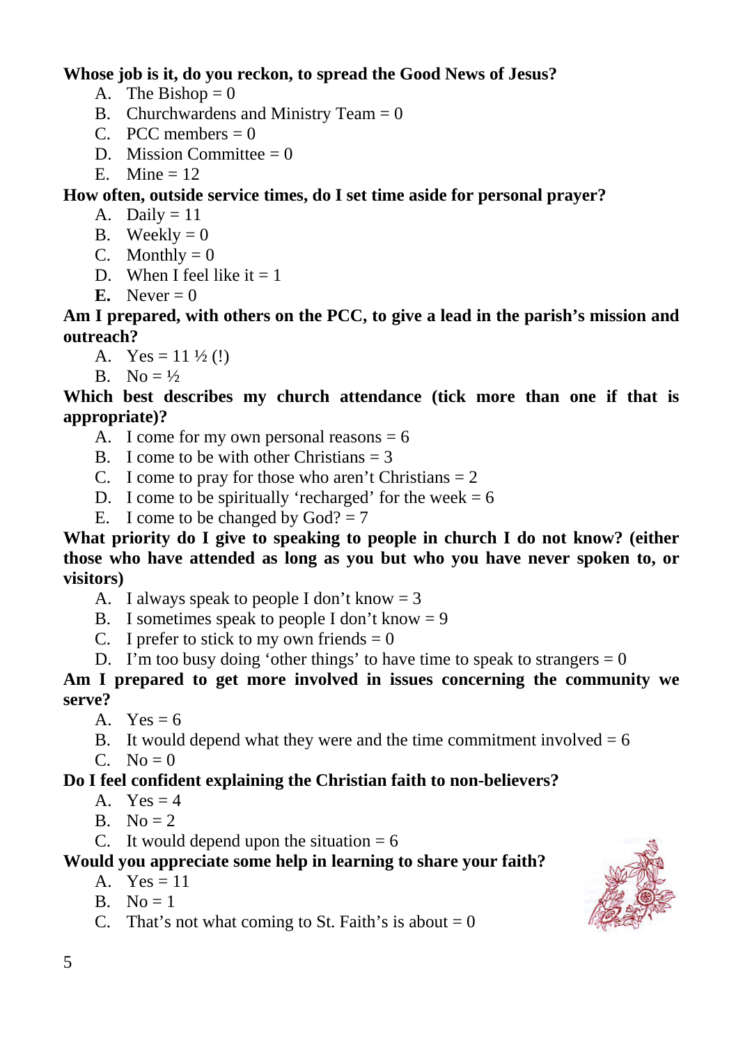**Whose job is it, do you reckon, to spread the Good News of Jesus?**

A. The Bishop = 0
B. Churchwardens and Ministry Team = 0
C. PCC members = 0
D. Mission Committee = 0
E. Mine = 12

**How often, outside service times, do I set time aside for personal prayer?**

A. Daily = 11
B. Weekly = 0
C. Monthly = 0
D. When I feel like it = 1
**E.** Never = 0

**Am I prepared, with others on the PCC, to give a lead in the parish's mission and outreach?**

A. Yes = 11 ½ (!)
B. No = ½

**Which best describes my church attendance (tick more than one if that is appropriate)?**

A. I come for my own personal reasons = 6
B. I come to be with other Christians = 3
C. I come to pray for those who aren't Christians = 2
D. I come to be spiritually 'recharged' for the week = 6
E. I come to be changed by God? = 7

**What priority do I give to speaking to people in church I do not know? (either those who have attended as long as you but who you have never spoken to, or visitors)**

A. I always speak to people I don't know = 3
B. I sometimes speak to people I don't know = 9
C. I prefer to stick to my own friends = 0
D. I'm too busy doing 'other things' to have time to speak to strangers = 0

**Am I prepared to get more involved in issues concerning the community we serve?**

A. Yes = 6
B. It would depend what they were and the time commitment involved = 6
C. No = 0

**Do I feel confident explaining the Christian faith to non-believers?**

A. Yes = 4
B. No = 2
C. It would depend upon the situation = 6

**Would you appreciate some help in learning to share your faith?**

A. Yes = 11
B. No = 1
C. That's not what coming to St. Faith's is about = 0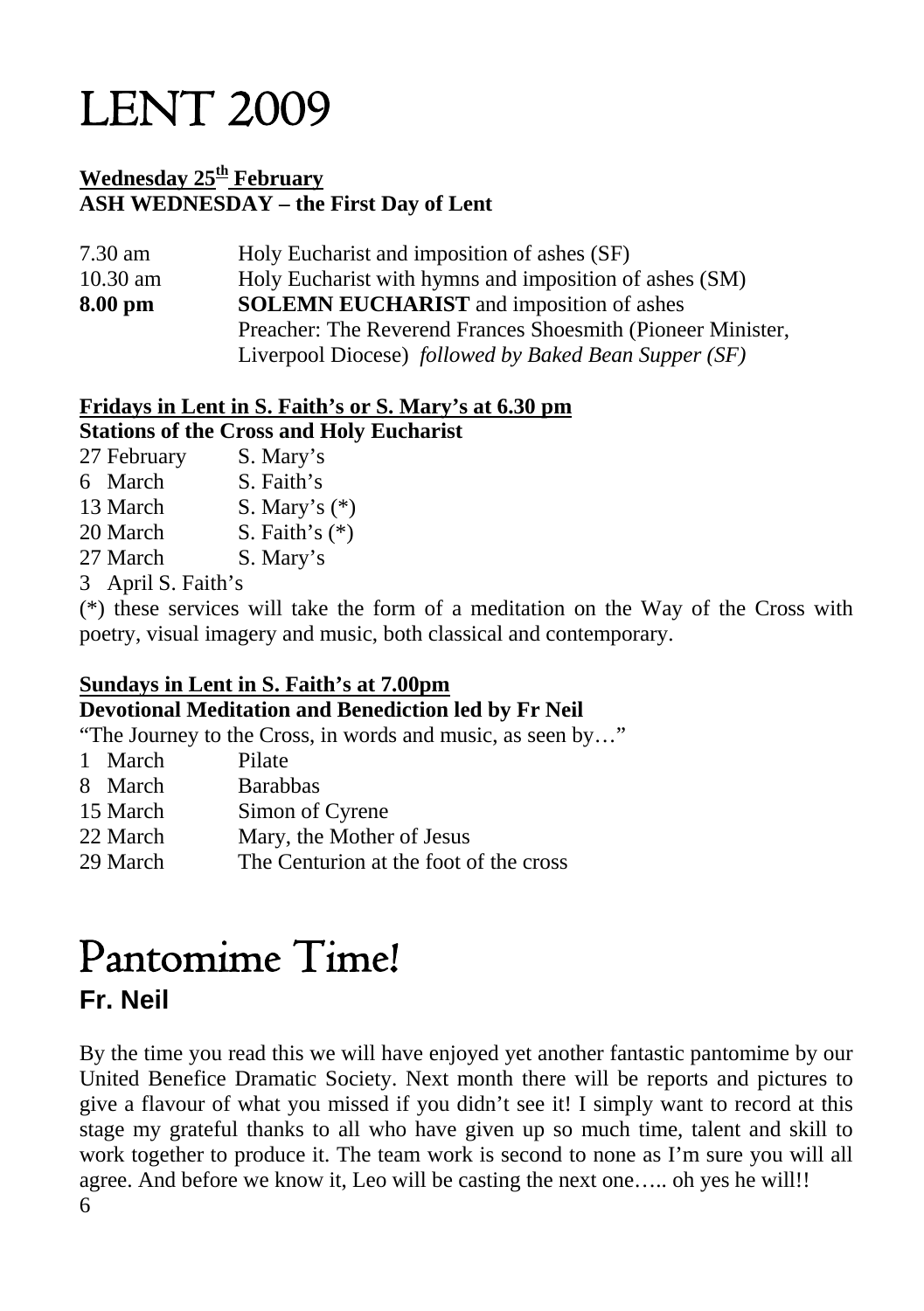# LENT 2009

**Wednesday 25th February**
**ASH WEDNESDAY – the First Day of Lent**

| | |
|---|---|
| 7.30 am | Holy Eucharist and imposition of ashes (SF) |
| 10.30 am | Holy Eucharist with hymns and imposition of ashes (SM) |
| **8.00 pm** | **SOLEMN EUCHARIST** and imposition of ashes Preacher: The Reverend Frances Shoesmith (Pioneer Minister, Liverpool Diocese) *followed by Baked Bean Supper (SF)* |

**Fridays in Lent in S. Faith's or S. Mary's at 6.30 pm**
**Stations of the Cross and Holy Eucharist**

| | |
|---|---|
| 27 February | S. Mary's |
| 6 March | S. Faith's |
| 13 March | S. Mary's (*) |
| 20 March | S. Faith's (*) |
| 27 March | S. Mary's |
| 3 April | S. Faith's |

(*) these services will take the form of a meditation on the Way of the Cross with poetry, visual imagery and music, both classical and contemporary.

**Sundays in Lent in S. Faith's at 7.00pm**
**Devotional Meditation and Benediction led by Fr Neil**

"The Journey to the Cross, in words and music, as seen by…"

| | |
|---|---|
| 1 March | Pilate |
| 8 March | Barabbas |
| 15 March | Simon of Cyrene |
| 22 March | Mary, the Mother of Jesus |
| 29 March | The Centurion at the foot of the cross |

# Pantomime Time!

## Fr. Neil

By the time you read this we will have enjoyed yet another fantastic pantomime by our United Benefice Dramatic Society. Next month there will be reports and pictures to give a flavour of what you missed if you didn't see it! I simply want to record at this stage my grateful thanks to all who have given up so much time, talent and skill to work together to produce it. The team work is second to none as I'm sure you will all agree. And before we know it, Leo will be casting the next one….. oh yes he will!!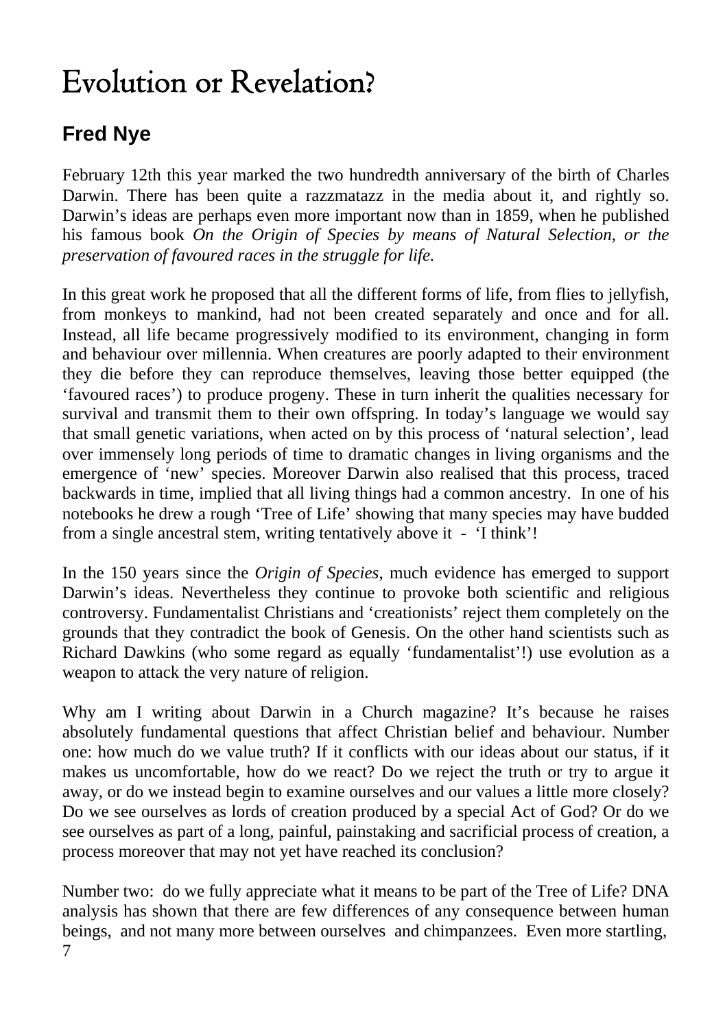# Evolution or Revelation?

## Fred Nye

February 12th this year marked the two hundredth anniversary of the birth of Charles Darwin. There has been quite a razzmatazz in the media about it, and rightly so. Darwin's ideas are perhaps even more important now than in 1859, when he published his famous book *On the Origin of Species by means of Natural Selection, or the preservation of favoured races in the struggle for life.*

In this great work he proposed that all the different forms of life, from flies to jellyfish, from monkeys to mankind, had not been created separately and once and for all. Instead, all life became progressively modified to its environment, changing in form and behaviour over millennia. When creatures are poorly adapted to their environment they die before they can reproduce themselves, leaving those better equipped (the 'favoured races') to produce progeny. These in turn inherit the qualities necessary for survival and transmit them to their own offspring. In today's language we would say that small genetic variations, when acted on by this process of 'natural selection', lead over immensely long periods of time to dramatic changes in living organisms and the emergence of 'new' species. Moreover Darwin also realised that this process, traced backwards in time, implied that all living things had a common ancestry. In one of his notebooks he drew a rough 'Tree of Life' showing that many species may have budded from a single ancestral stem, writing tentatively above it - 'I think'!

In the 150 years since the *Origin of Species*, much evidence has emerged to support Darwin's ideas. Nevertheless they continue to provoke both scientific and religious controversy. Fundamentalist Christians and 'creationists' reject them completely on the grounds that they contradict the book of Genesis. On the other hand scientists such as Richard Dawkins (who some regard as equally 'fundamentalist'!) use evolution as a weapon to attack the very nature of religion.

Why am I writing about Darwin in a Church magazine? It's because he raises absolutely fundamental questions that affect Christian belief and behaviour. Number one: how much do we value truth? If it conflicts with our ideas about our status, if it makes us uncomfortable, how do we react? Do we reject the truth or try to argue it away, or do we instead begin to examine ourselves and our values a little more closely? Do we see ourselves as lords of creation produced by a special Act of God? Or do we see ourselves as part of a long, painful, painstaking and sacrificial process of creation, a process moreover that may not yet have reached its conclusion?

Number two: do we fully appreciate what it means to be part of the Tree of Life? DNA analysis has shown that there are few differences of any consequence between human beings, and not many more between ourselves and chimpanzees. Even more startling,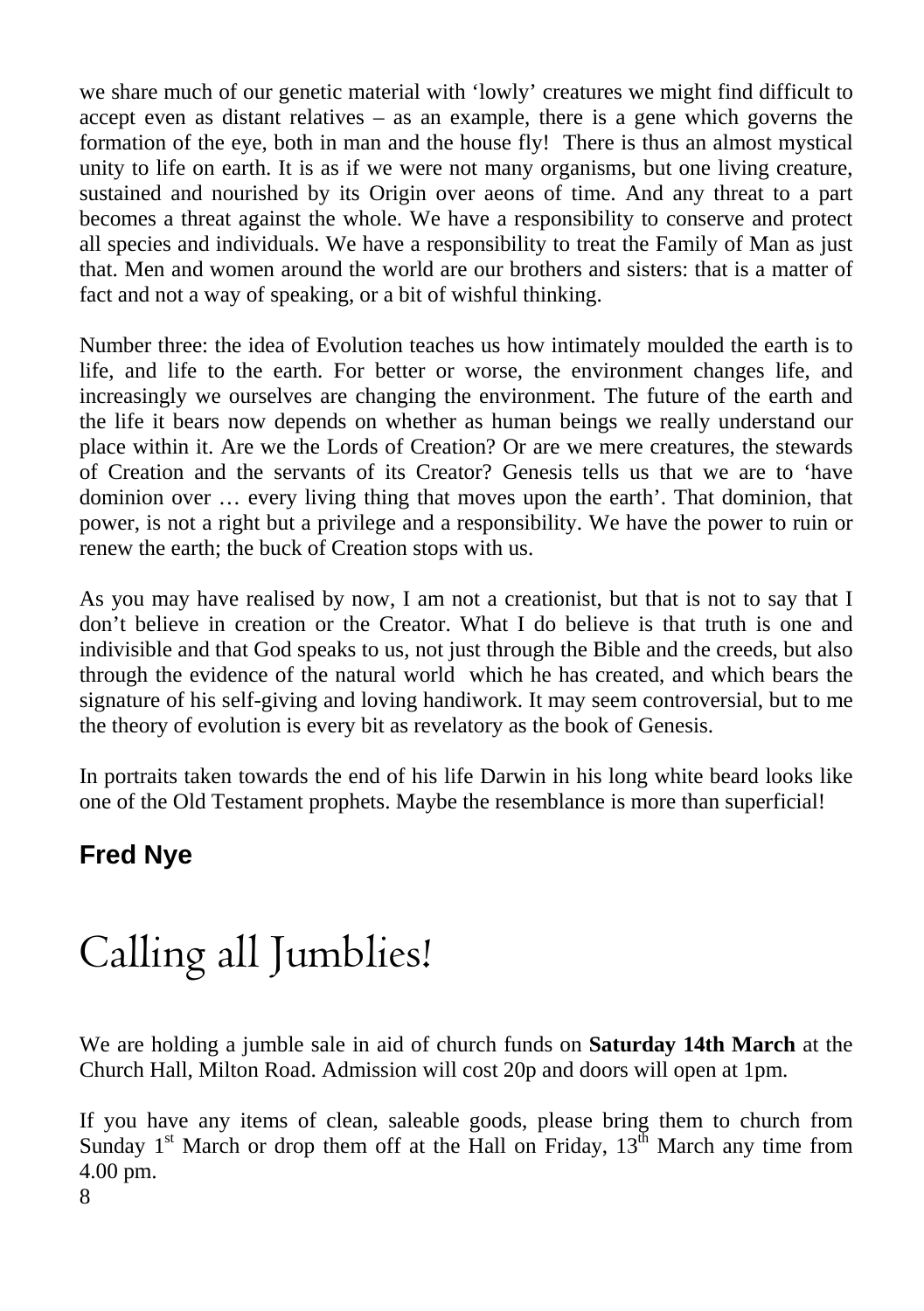we share much of our genetic material with 'lowly' creatures we might find difficult to accept even as distant relatives – as an example, there is a gene which governs the formation of the eye, both in man and the house fly! There is thus an almost mystical unity to life on earth. It is as if we were not many organisms, but one living creature, sustained and nourished by its Origin over aeons of time. And any threat to a part becomes a threat against the whole. We have a responsibility to conserve and protect all species and individuals. We have a responsibility to treat the Family of Man as just that. Men and women around the world are our brothers and sisters: that is a matter of fact and not a way of speaking, or a bit of wishful thinking.

Number three: the idea of Evolution teaches us how intimately moulded the earth is to life, and life to the earth. For better or worse, the environment changes life, and increasingly we ourselves are changing the environment. The future of the earth and the life it bears now depends on whether as human beings we really understand our place within it. Are we the Lords of Creation? Or are we mere creatures, the stewards of Creation and the servants of its Creator? Genesis tells us that we are to 'have dominion over … every living thing that moves upon the earth'. That dominion, that power, is not a right but a privilege and a responsibility. We have the power to ruin or renew the earth; the buck of Creation stops with us.

As you may have realised by now, I am not a creationist, but that is not to say that I don't believe in creation or the Creator. What I do believe is that truth is one and indivisible and that God speaks to us, not just through the Bible and the creeds, but also through the evidence of the natural world which he has created, and which bears the signature of his self-giving and loving handiwork. It may seem controversial, but to me the theory of evolution is every bit as revelatory as the book of Genesis.

In portraits taken towards the end of his life Darwin in his long white beard looks like one of the Old Testament prophets. Maybe the resemblance is more than superficial!

**Fred Nye**

# Calling all Jumblies!

We are holding a jumble sale in aid of church funds on **Saturday 14th March** at the Church Hall, Milton Road. Admission will cost 20p and doors will open at 1pm.

If you have any items of clean, saleable goods, please bring them to church from Sunday 1st March or drop them off at the Hall on Friday, 13th March any time from 4.00 pm.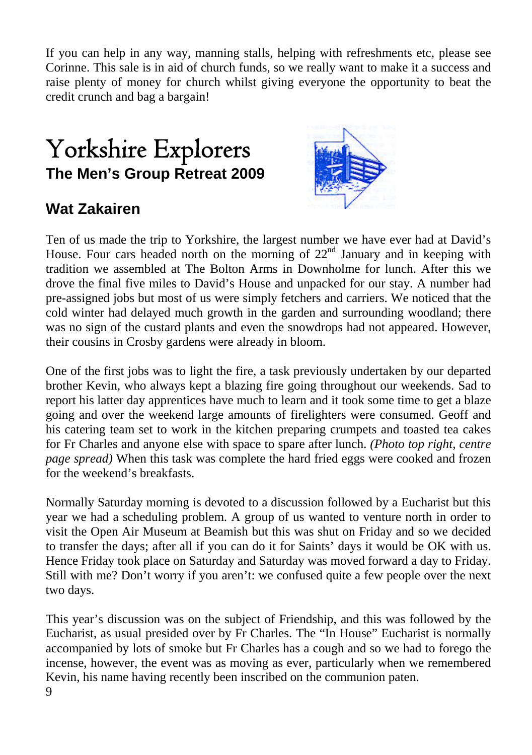If you can help in any way, manning stalls, helping with refreshments etc, please see Corinne. This sale is in aid of church funds, so we really want to make it a success and raise plenty of money for church whilst giving everyone the opportunity to beat the credit crunch and bag a bargain!

# Yorkshire Explorers

## The Men's Group Retreat 2009

## Wat Zakairen

Ten of us made the trip to Yorkshire, the largest number we have ever had at David's House. Four cars headed north on the morning of 22nd January and in keeping with tradition we assembled at The Bolton Arms in Downholme for lunch. After this we drove the final five miles to David's House and unpacked for our stay. A number had pre-assigned jobs but most of us were simply fetchers and carriers. We noticed that the cold winter had delayed much growth in the garden and surrounding woodland; there was no sign of the custard plants and even the snowdrops had not appeared. However, their cousins in Crosby gardens were already in bloom.

One of the first jobs was to light the fire, a task previously undertaken by our departed brother Kevin, who always kept a blazing fire going throughout our weekends. Sad to report his latter day apprentices have much to learn and it took some time to get a blaze going and over the weekend large amounts of firelighters were consumed. Geoff and his catering team set to work in the kitchen preparing crumpets and toasted tea cakes for Fr Charles and anyone else with space to spare after lunch. *(Photo top right, centre page spread)* When this task was complete the hard fried eggs were cooked and frozen for the weekend's breakfasts.

Normally Saturday morning is devoted to a discussion followed by a Eucharist but this year we had a scheduling problem. A group of us wanted to venture north in order to visit the Open Air Museum at Beamish but this was shut on Friday and so we decided to transfer the days; after all if you can do it for Saints' days it would be OK with us. Hence Friday took place on Saturday and Saturday was moved forward a day to Friday. Still with me? Don't worry if you aren't: we confused quite a few people over the next two days.

This year's discussion was on the subject of Friendship, and this was followed by the Eucharist, as usual presided over by Fr Charles. The "In House" Eucharist is normally accompanied by lots of smoke but Fr Charles has a cough and so we had to forego the incense, however, the event was as moving as ever, particularly when we remembered Kevin, his name having recently been inscribed on the communion paten.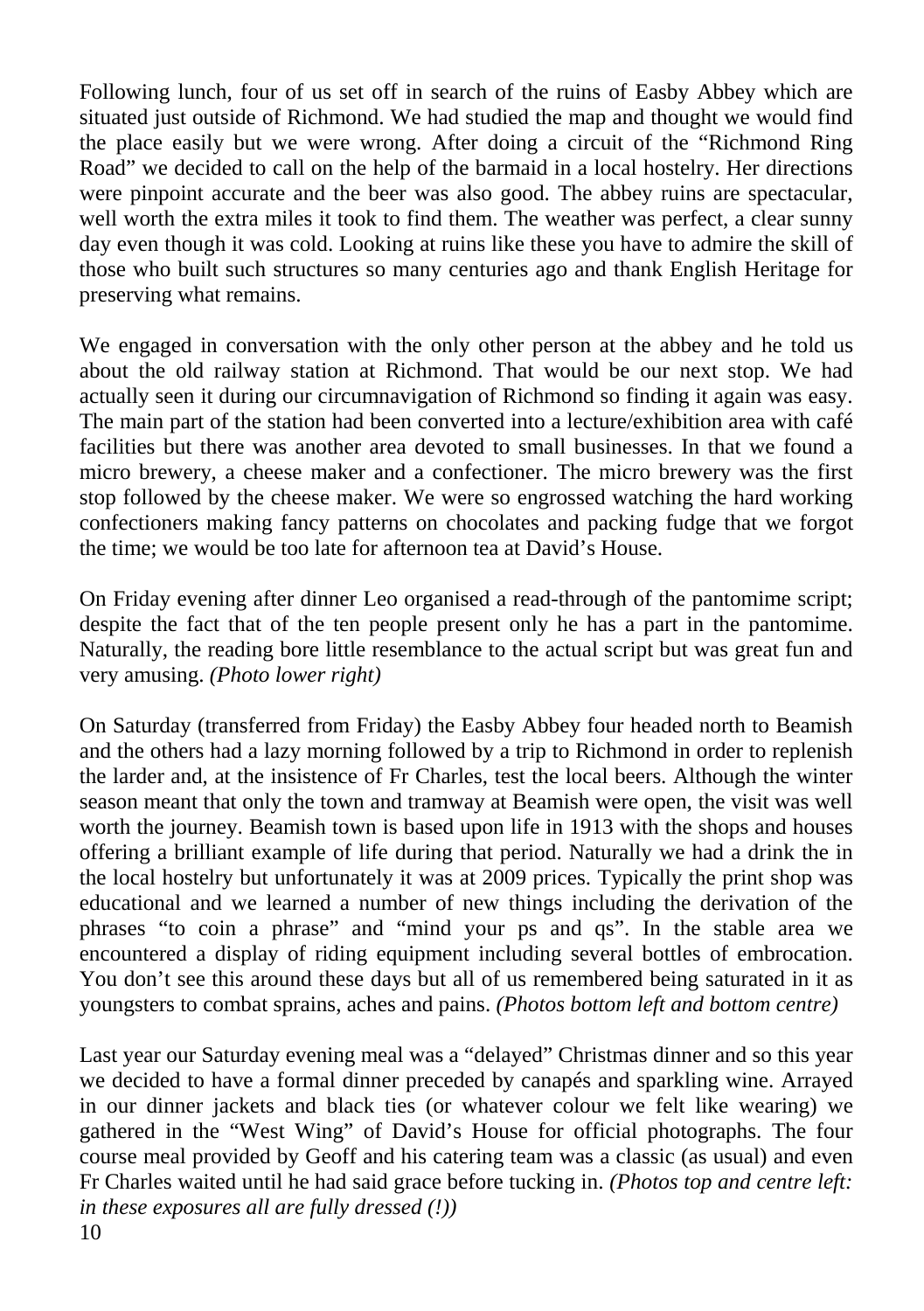Following lunch, four of us set off in search of the ruins of Easby Abbey which are situated just outside of Richmond. We had studied the map and thought we would find the place easily but we were wrong. After doing a circuit of the "Richmond Ring Road" we decided to call on the help of the barmaid in a local hostelry. Her directions were pinpoint accurate and the beer was also good. The abbey ruins are spectacular, well worth the extra miles it took to find them. The weather was perfect, a clear sunny day even though it was cold. Looking at ruins like these you have to admire the skill of those who built such structures so many centuries ago and thank English Heritage for preserving what remains.

We engaged in conversation with the only other person at the abbey and he told us about the old railway station at Richmond. That would be our next stop. We had actually seen it during our circumnavigation of Richmond so finding it again was easy. The main part of the station had been converted into a lecture/exhibition area with café facilities but there was another area devoted to small businesses. In that we found a micro brewery, a cheese maker and a confectioner. The micro brewery was the first stop followed by the cheese maker. We were so engrossed watching the hard working confectioners making fancy patterns on chocolates and packing fudge that we forgot the time; we would be too late for afternoon tea at David's House.

On Friday evening after dinner Leo organised a read-through of the pantomime script; despite the fact that of the ten people present only he has a part in the pantomime. Naturally, the reading bore little resemblance to the actual script but was great fun and very amusing. *(Photo lower right)*

On Saturday (transferred from Friday) the Easby Abbey four headed north to Beamish and the others had a lazy morning followed by a trip to Richmond in order to replenish the larder and, at the insistence of Fr Charles, test the local beers. Although the winter season meant that only the town and tramway at Beamish were open, the visit was well worth the journey. Beamish town is based upon life in 1913 with the shops and houses offering a brilliant example of life during that period. Naturally we had a drink the in the local hostelry but unfortunately it was at 2009 prices. Typically the print shop was educational and we learned a number of new things including the derivation of the phrases "to coin a phrase" and "mind your ps and qs". In the stable area we encountered a display of riding equipment including several bottles of embrocation. You don't see this around these days but all of us remembered being saturated in it as youngsters to combat sprains, aches and pains. *(Photos bottom left and bottom centre)*

Last year our Saturday evening meal was a "delayed" Christmas dinner and so this year we decided to have a formal dinner preceded by canapés and sparkling wine. Arrayed in our dinner jackets and black ties (or whatever colour we felt like wearing) we gathered in the "West Wing" of David's House for official photographs. The four course meal provided by Geoff and his catering team was a classic (as usual) and even Fr Charles waited until he had said grace before tucking in. *(Photos top and centre left: in these exposures all are fully dressed (!))*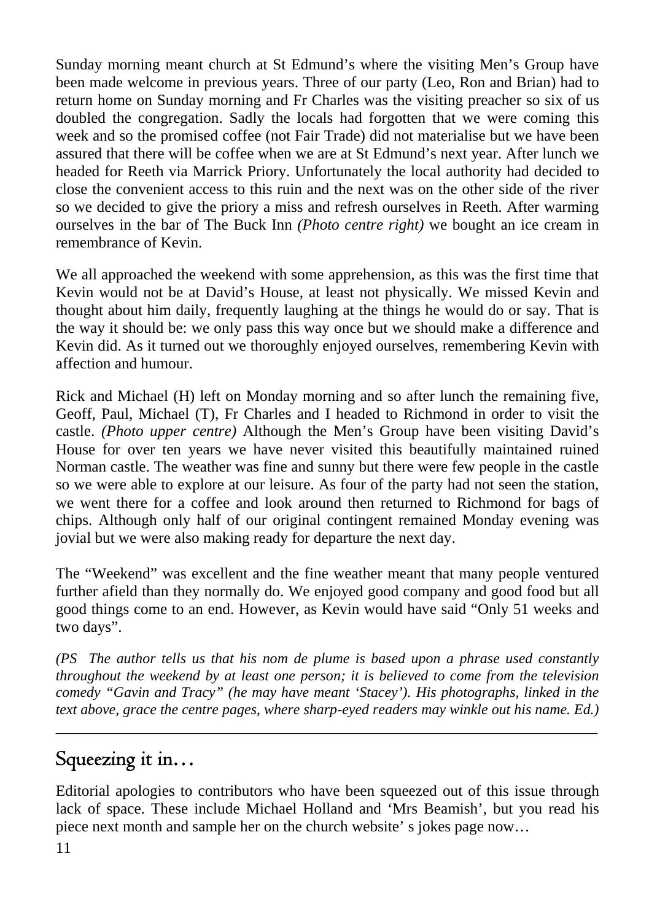Sunday morning meant church at St Edmund's where the visiting Men's Group have been made welcome in previous years. Three of our party (Leo, Ron and Brian) had to return home on Sunday morning and Fr Charles was the visiting preacher so six of us doubled the congregation. Sadly the locals had forgotten that we were coming this week and so the promised coffee (not Fair Trade) did not materialise but we have been assured that there will be coffee when we are at St Edmund's next year. After lunch we headed for Reeth via Marrick Priory. Unfortunately the local authority had decided to close the convenient access to this ruin and the next was on the other side of the river so we decided to give the priory a miss and refresh ourselves in Reeth. After warming ourselves in the bar of The Buck Inn *(Photo centre right)* we bought an ice cream in remembrance of Kevin.

We all approached the weekend with some apprehension, as this was the first time that Kevin would not be at David's House, at least not physically. We missed Kevin and thought about him daily, frequently laughing at the things he would do or say. That is the way it should be: we only pass this way once but we should make a difference and Kevin did. As it turned out we thoroughly enjoyed ourselves, remembering Kevin with affection and humour.

Rick and Michael (H) left on Monday morning and so after lunch the remaining five, Geoff, Paul, Michael (T), Fr Charles and I headed to Richmond in order to visit the castle. *(Photo upper centre)* Although the Men's Group have been visiting David's House for over ten years we have never visited this beautifully maintained ruined Norman castle. The weather was fine and sunny but there were few people in the castle so we were able to explore at our leisure. As four of the party had not seen the station, we went there for a coffee and look around then returned to Richmond for bags of chips. Although only half of our original contingent remained Monday evening was jovial but we were also making ready for departure the next day.

The "Weekend" was excellent and the fine weather meant that many people ventured further afield than they normally do. We enjoyed good company and good food but all good things come to an end. However, as Kevin would have said "Only 51 weeks and two days".

*(PS The author tells us that his nom de plume is based upon a phrase used constantly throughout the weekend by at least one person; it is believed to come from the television comedy "Gavin and Tracy" (he may have meant 'Stacey'). His photographs, linked in the text above, grace the centre pages, where sharp-eyed readers may winkle out his name. Ed.)*

---

## Squeezing it in…

Editorial apologies to contributors who have been squeezed out of this issue through lack of space. These include Michael Holland and 'Mrs Beamish', but you read his piece next month and sample her on the church website' s jokes page now…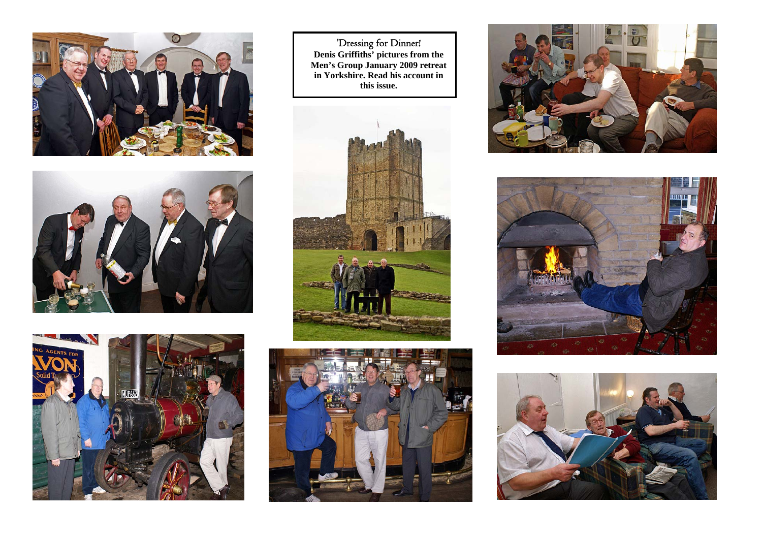'Dressing for Dinner!

**Denis Griffiths' pictures from the Men's Group January 2009 retreat in Yorkshire. Read his account in this issue.**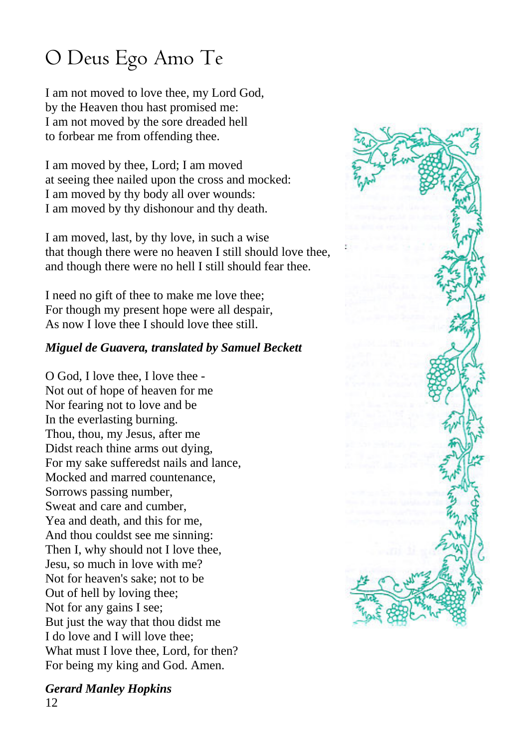# O Deus Ego Amo Te

I am not moved to love thee, my Lord God,
by the Heaven thou hast promised me:
I am not moved by the sore dreaded hell
to forbear me from offending thee.

I am moved by thee, Lord; I am moved
at seeing thee nailed upon the cross and mocked:
I am moved by thy body all over wounds:
I am moved by thy dishonour and thy death.

I am moved, last, by thy love, in such a wise
that though there were no heaven I still should love thee,
and though there were no hell I still should fear thee.

I need no gift of thee to make me love thee;
For though my present hope were all despair,
As now I love thee I should love thee still.

***Miguel de Guavera, translated by Samuel Beckett***

O God, I love thee, I love thee -
Not out of hope of heaven for me
Nor fearing not to love and be
In the everlasting burning.
Thou, thou, my Jesus, after me
Didst reach thine arms out dying,
For my sake sufferedst nails and lance,
Mocked and marred countenance,
Sorrows passing number,
Sweat and care and cumber,
Yea and death, and this for me,
And thou couldst see me sinning:
Then I, why should not I love thee,
Jesu, so much in love with me?
Not for heaven's sake; not to be
Out of hell by loving thee;
Not for any gains I see;
But just the way that thou didst me
I do love and I will love thee;
What must I love thee, Lord, for then?
For being my king and God. Amen.

***Gerard Manley Hopkins***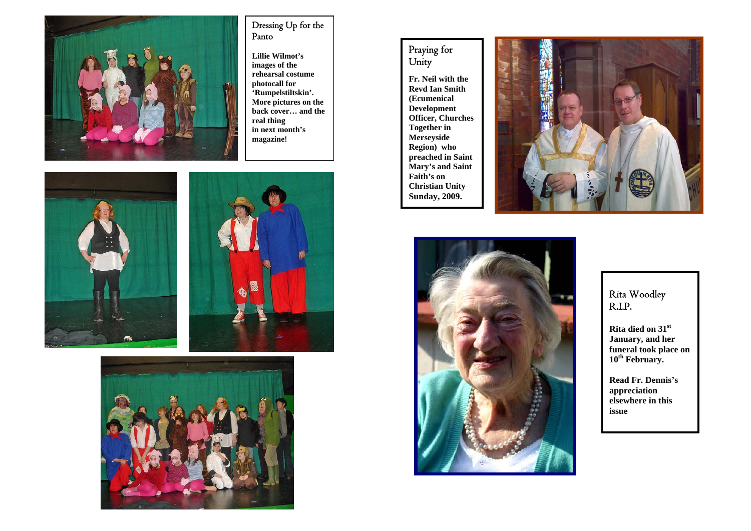## Dressing Up for the Panto

**Lillie Wilmot's images of the rehearsal costume photocall for 'Rumpelstiltskin'. More pictures on the back cover… and the real thing in next month's magazine!**

## Praying for Unity

**Fr. Neil with the Revd Ian Smith (Ecumenical Development Officer, Churches Together in Merseyside Region) who preached in Saint Mary's and Saint Faith's on Christian Unity Sunday, 2009.**

## Rita Woodley R.I.P.

**Rita died on 31st January, and her funeral took place on 10th February.**

**Read Fr. Dennis's appreciation elsewhere in this issue**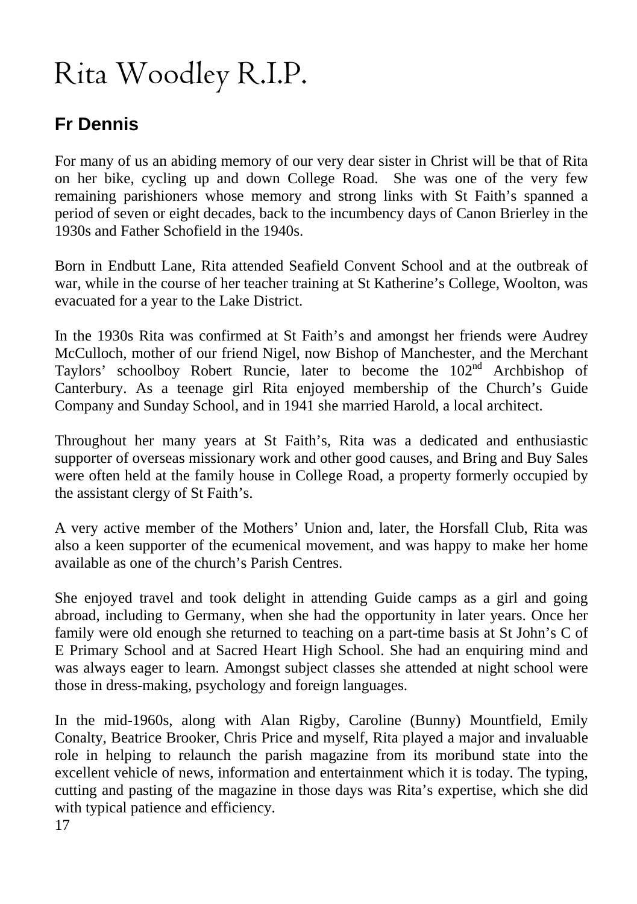# Rita Woodley R.I.P.

## Fr Dennis

For many of us an abiding memory of our very dear sister in Christ will be that of Rita on her bike, cycling up and down College Road. She was one of the very few remaining parishioners whose memory and strong links with St Faith's spanned a period of seven or eight decades, back to the incumbency days of Canon Brierley in the 1930s and Father Schofield in the 1940s.

Born in Endbutt Lane, Rita attended Seafield Convent School and at the outbreak of war, while in the course of her teacher training at St Katherine's College, Woolton, was evacuated for a year to the Lake District.

In the 1930s Rita was confirmed at St Faith's and amongst her friends were Audrey McCulloch, mother of our friend Nigel, now Bishop of Manchester, and the Merchant Taylors' schoolboy Robert Runcie, later to become the 102nd Archbishop of Canterbury. As a teenage girl Rita enjoyed membership of the Church's Guide Company and Sunday School, and in 1941 she married Harold, a local architect.

Throughout her many years at St Faith's, Rita was a dedicated and enthusiastic supporter of overseas missionary work and other good causes, and Bring and Buy Sales were often held at the family house in College Road, a property formerly occupied by the assistant clergy of St Faith's.

A very active member of the Mothers' Union and, later, the Horsfall Club, Rita was also a keen supporter of the ecumenical movement, and was happy to make her home available as one of the church's Parish Centres.

She enjoyed travel and took delight in attending Guide camps as a girl and going abroad, including to Germany, when she had the opportunity in later years. Once her family were old enough she returned to teaching on a part-time basis at St John's C of E Primary School and at Sacred Heart High School. She had an enquiring mind and was always eager to learn. Amongst subject classes she attended at night school were those in dress-making, psychology and foreign languages.

In the mid-1960s, along with Alan Rigby, Caroline (Bunny) Mountfield, Emily Conalty, Beatrice Brooker, Chris Price and myself, Rita played a major and invaluable role in helping to relaunch the parish magazine from its moribund state into the excellent vehicle of news, information and entertainment which it is today. The typing, cutting and pasting of the magazine in those days was Rita's expertise, which she did with typical patience and efficiency.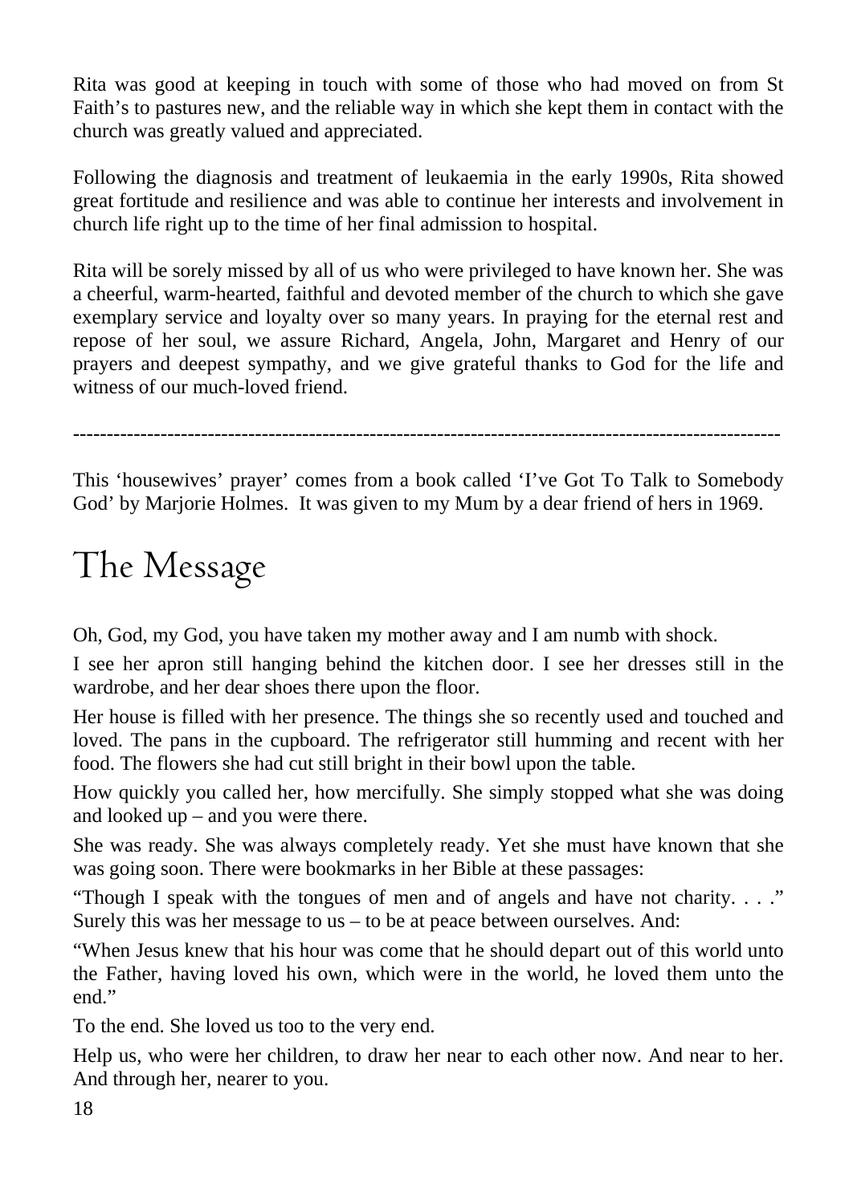Rita was good at keeping in touch with some of those who had moved on from St Faith's to pastures new, and the reliable way in which she kept them in contact with the church was greatly valued and appreciated.

Following the diagnosis and treatment of leukaemia in the early 1990s, Rita showed great fortitude and resilience and was able to continue her interests and involvement in church life right up to the time of her final admission to hospital.

Rita will be sorely missed by all of us who were privileged to have known her. She was a cheerful, warm-hearted, faithful and devoted member of the church to which she gave exemplary service and loyalty over so many years. In praying for the eternal rest and repose of her soul, we assure Richard, Angela, John, Margaret and Henry of our prayers and deepest sympathy, and we give grateful thanks to God for the life and witness of our much-loved friend.

---

This 'housewives' prayer' comes from a book called 'I've Got To Talk to Somebody God' by Marjorie Holmes. It was given to my Mum by a dear friend of hers in 1969.

# The Message

Oh, God, my God, you have taken my mother away and I am numb with shock.

I see her apron still hanging behind the kitchen door. I see her dresses still in the wardrobe, and her dear shoes there upon the floor.

Her house is filled with her presence. The things she so recently used and touched and loved. The pans in the cupboard. The refrigerator still humming and recent with her food. The flowers she had cut still bright in their bowl upon the table.

How quickly you called her, how mercifully. She simply stopped what she was doing and looked up – and you were there.

She was ready. She was always completely ready. Yet she must have known that she was going soon. There were bookmarks in her Bible at these passages:

"Though I speak with the tongues of men and of angels and have not charity. . . ." Surely this was her message to us – to be at peace between ourselves. And:

"When Jesus knew that his hour was come that he should depart out of this world unto the Father, having loved his own, which were in the world, he loved them unto the end."

To the end. She loved us too to the very end.

Help us, who were her children, to draw her near to each other now. And near to her. And through her, nearer to you.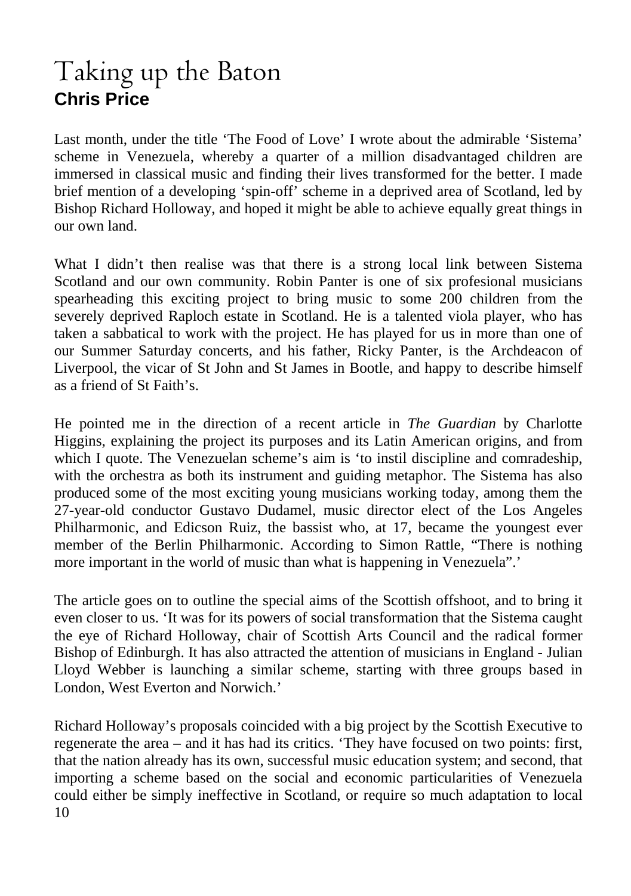# Taking up the Baton

**Chris Price**

Last month, under the title 'The Food of Love' I wrote about the admirable 'Sistema' scheme in Venezuela, whereby a quarter of a million disadvantaged children are immersed in classical music and finding their lives transformed for the better. I made brief mention of a developing 'spin-off' scheme in a deprived area of Scotland, led by Bishop Richard Holloway, and hoped it might be able to achieve equally great things in our own land.

What I didn't then realise was that there is a strong local link between Sistema Scotland and our own community. Robin Panter is one of six profesional musicians spearheading this exciting project to bring music to some 200 children from the severely deprived Raploch estate in Scotland. He is a talented viola player, who has taken a sabbatical to work with the project. He has played for us in more than one of our Summer Saturday concerts, and his father, Ricky Panter, is the Archdeacon of Liverpool, the vicar of St John and St James in Bootle, and happy to describe himself as a friend of St Faith's.

He pointed me in the direction of a recent article in *The Guardian* by Charlotte Higgins, explaining the project its purposes and its Latin American origins, and from which I quote. The Venezuelan scheme's aim is 'to instil discipline and comradeship, with the orchestra as both its instrument and guiding metaphor. The Sistema has also produced some of the most exciting young musicians working today, among them the 27-year-old conductor Gustavo Dudamel, music director elect of the Los Angeles Philharmonic, and Edicson Ruiz, the bassist who, at 17, became the youngest ever member of the Berlin Philharmonic. According to Simon Rattle, "There is nothing more important in the world of music than what is happening in Venezuela".'

The article goes on to outline the special aims of the Scottish offshoot, and to bring it even closer to us. 'It was for its powers of social transformation that the Sistema caught the eye of Richard Holloway, chair of Scottish Arts Council and the radical former Bishop of Edinburgh. It has also attracted the attention of musicians in England - Julian Lloyd Webber is launching a similar scheme, starting with three groups based in London, West Everton and Norwich.'

Richard Holloway's proposals coincided with a big project by the Scottish Executive to regenerate the area – and it has had its critics. 'They have focused on two points: first, that the nation already has its own, successful music education system; and second, that importing a scheme based on the social and economic particularities of Venezuela could either be simply ineffective in Scotland, or require so much adaptation to local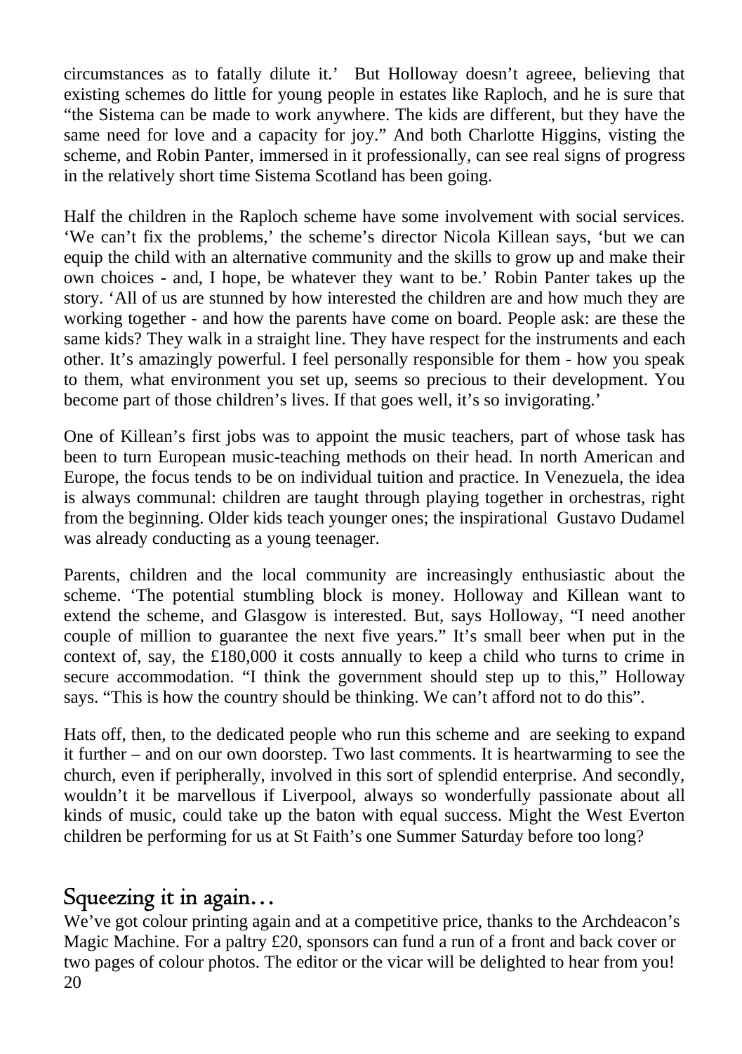circumstances as to fatally dilute it.' But Holloway doesn't agreee, believing that existing schemes do little for young people in estates like Raploch, and he is sure that "the Sistema can be made to work anywhere. The kids are different, but they have the same need for love and a capacity for joy." And both Charlotte Higgins, visting the scheme, and Robin Panter, immersed in it professionally, can see real signs of progress in the relatively short time Sistema Scotland has been going.

Half the children in the Raploch scheme have some involvement with social services. 'We can't fix the problems,' the scheme's director Nicola Killean says, 'but we can equip the child with an alternative community and the skills to grow up and make their own choices - and, I hope, be whatever they want to be.' Robin Panter takes up the story. 'All of us are stunned by how interested the children are and how much they are working together - and how the parents have come on board. People ask: are these the same kids? They walk in a straight line. They have respect for the instruments and each other. It's amazingly powerful. I feel personally responsible for them - how you speak to them, what environment you set up, seems so precious to their development. You become part of those children's lives. If that goes well, it's so invigorating.'

One of Killean's first jobs was to appoint the music teachers, part of whose task has been to turn European music-teaching methods on their head. In north American and Europe, the focus tends to be on individual tuition and practice. In Venezuela, the idea is always communal: children are taught through playing together in orchestras, right from the beginning. Older kids teach younger ones; the inspirational Gustavo Dudamel was already conducting as a young teenager.

Parents, children and the local community are increasingly enthusiastic about the scheme. 'The potential stumbling block is money. Holloway and Killean want to extend the scheme, and Glasgow is interested. But, says Holloway, "I need another couple of million to guarantee the next five years." It's small beer when put in the context of, say, the £180,000 it costs annually to keep a child who turns to crime in secure accommodation. "I think the government should step up to this," Holloway says. "This is how the country should be thinking. We can't afford not to do this".

Hats off, then, to the dedicated people who run this scheme and are seeking to expand it further – and on our own doorstep. Two last comments. It is heartwarming to see the church, even if peripherally, involved in this sort of splendid enterprise. And secondly, wouldn't it be marvellous if Liverpool, always so wonderfully passionate about all kinds of music, could take up the baton with equal success. Might the West Everton children be performing for us at St Faith's one Summer Saturday before too long?

## Squeezing it in again…

We've got colour printing again and at a competitive price, thanks to the Archdeacon's Magic Machine. For a paltry £20, sponsors can fund a run of a front and back cover or two pages of colour photos. The editor or the vicar will be delighted to hear from you!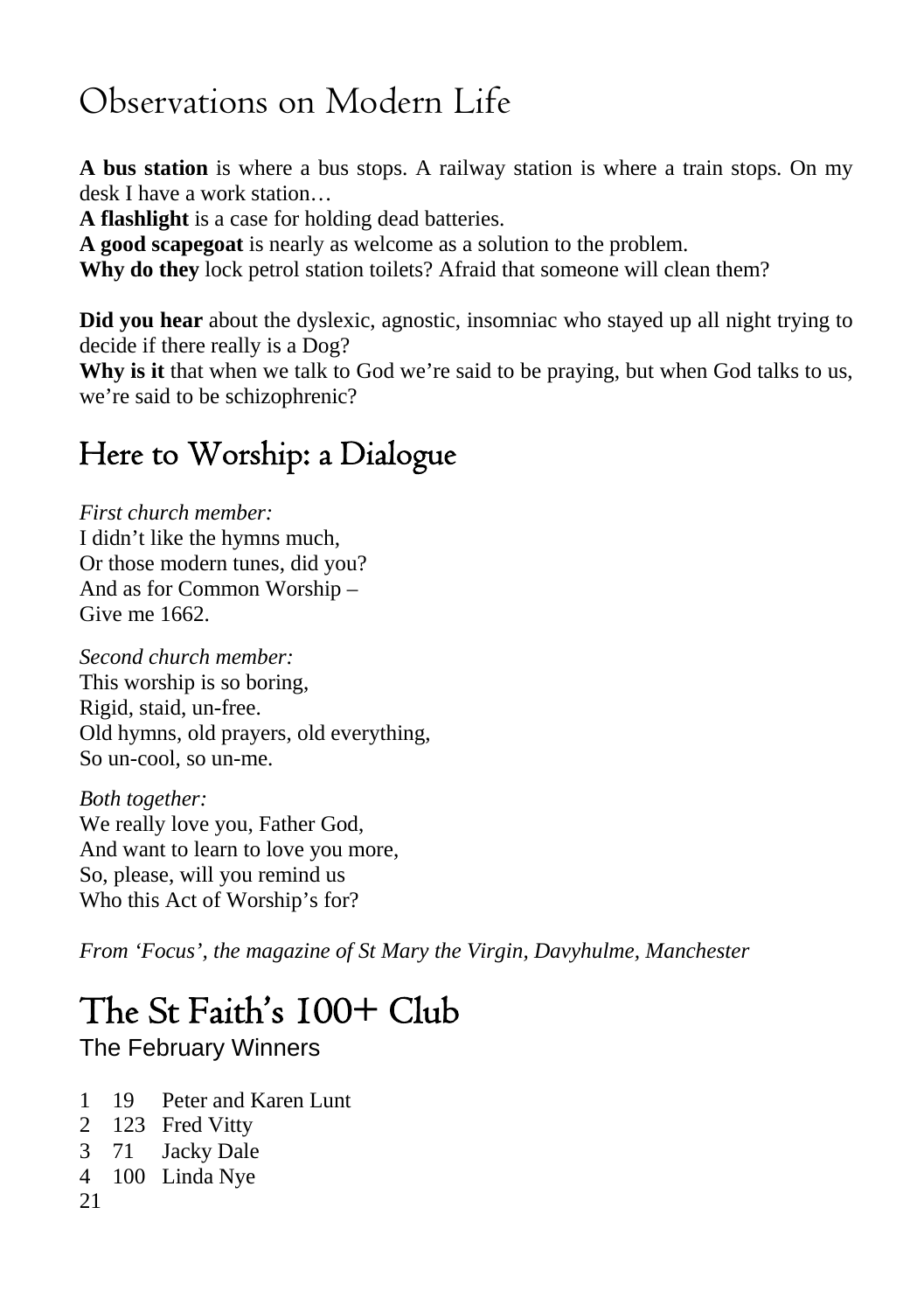# Observations on Modern Life

**A bus station** is where a bus stops. A railway station is where a train stops. On my desk I have a work station…

**A flashlight** is a case for holding dead batteries.

**A good scapegoat** is nearly as welcome as a solution to the problem.

**Why do they** lock petrol station toilets? Afraid that someone will clean them?

**Did you hear** about the dyslexic, agnostic, insomniac who stayed up all night trying to decide if there really is a Dog?

**Why is it** that when we talk to God we're said to be praying, but when God talks to us, we're said to be schizophrenic?

# Here to Worship: a Dialogue

*First church member:*
I didn't like the hymns much,
Or those modern tunes, did you?
And as for Common Worship –
Give me 1662.

*Second church member:*
This worship is so boring,
Rigid, staid, un-free.
Old hymns, old prayers, old everything,
So un-cool, so un-me.

*Both together:*
We really love you, Father God,
And want to learn to love you more,
So, please, will you remind us
Who this Act of Worship's for?

*From 'Focus', the magazine of St Mary the Virgin, Davyhulme, Manchester*

# The St Faith's 100+ Club

## The February Winners

| | | |
|---|---|---|
| 1 | 19 | Peter and Karen Lunt |
| 2 | 123 | Fred Vitty |
| 3 | 71 | Jacky Dale |
| 4 | 100 | Linda Nye |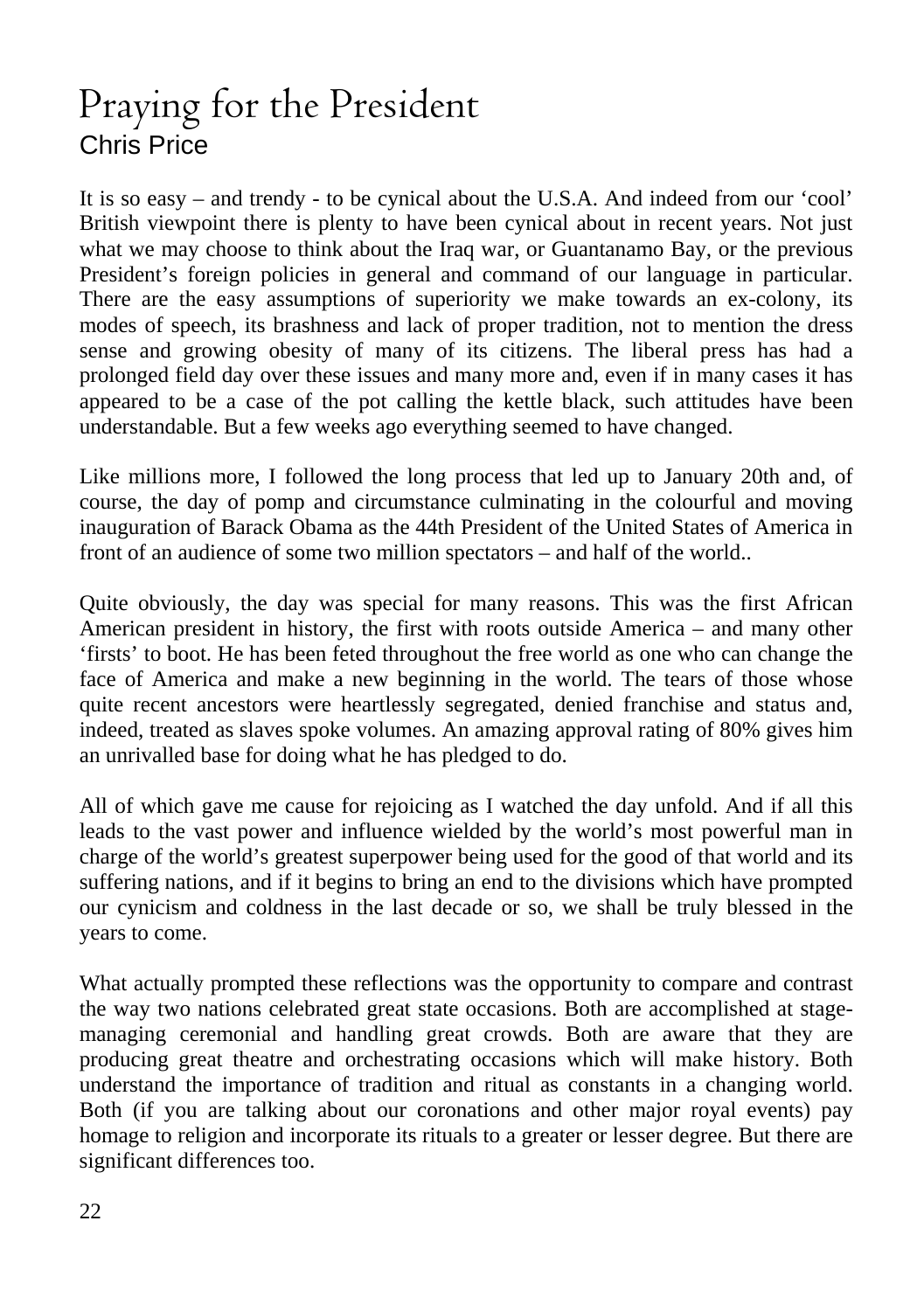# Praying for the President

Chris Price

It is so easy – and trendy - to be cynical about the U.S.A. And indeed from our 'cool' British viewpoint there is plenty to have been cynical about in recent years. Not just what we may choose to think about the Iraq war, or Guantanamo Bay, or the previous President's foreign policies in general and command of our language in particular. There are the easy assumptions of superiority we make towards an ex-colony, its modes of speech, its brashness and lack of proper tradition, not to mention the dress sense and growing obesity of many of its citizens. The liberal press has had a prolonged field day over these issues and many more and, even if in many cases it has appeared to be a case of the pot calling the kettle black, such attitudes have been understandable. But a few weeks ago everything seemed to have changed.

Like millions more, I followed the long process that led up to January 20th and, of course, the day of pomp and circumstance culminating in the colourful and moving inauguration of Barack Obama as the 44th President of the United States of America in front of an audience of some two million spectators – and half of the world..

Quite obviously, the day was special for many reasons. This was the first African American president in history, the first with roots outside America – and many other 'firsts' to boot. He has been feted throughout the free world as one who can change the face of America and make a new beginning in the world. The tears of those whose quite recent ancestors were heartlessly segregated, denied franchise and status and, indeed, treated as slaves spoke volumes. An amazing approval rating of 80% gives him an unrivalled base for doing what he has pledged to do.

All of which gave me cause for rejoicing as I watched the day unfold. And if all this leads to the vast power and influence wielded by the world's most powerful man in charge of the world's greatest superpower being used for the good of that world and its suffering nations, and if it begins to bring an end to the divisions which have prompted our cynicism and coldness in the last decade or so, we shall be truly blessed in the years to come.

What actually prompted these reflections was the opportunity to compare and contrast the way two nations celebrated great state occasions. Both are accomplished at stage-managing ceremonial and handling great crowds. Both are aware that they are producing great theatre and orchestrating occasions which will make history. Both understand the importance of tradition and ritual as constants in a changing world. Both (if you are talking about our coronations and other major royal events) pay homage to religion and incorporate its rituals to a greater or lesser degree. But there are significant differences too.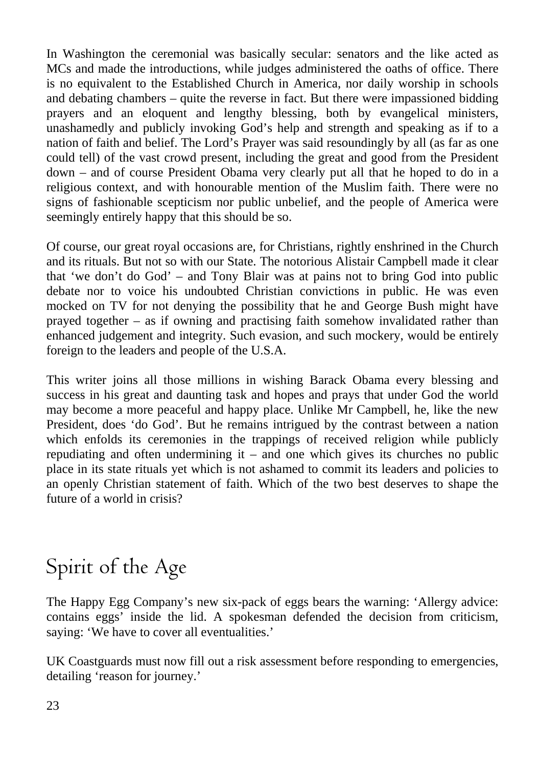In Washington the ceremonial was basically secular: senators and the like acted as MCs and made the introductions, while judges administered the oaths of office. There is no equivalent to the Established Church in America, nor daily worship in schools and debating chambers – quite the reverse in fact. But there were impassioned bidding prayers and an eloquent and lengthy blessing, both by evangelical ministers, unashamedly and publicly invoking God's help and strength and speaking as if to a nation of faith and belief. The Lord's Prayer was said resoundingly by all (as far as one could tell) of the vast crowd present, including the great and good from the President down – and of course President Obama very clearly put all that he hoped to do in a religious context, and with honourable mention of the Muslim faith. There were no signs of fashionable scepticism nor public unbelief, and the people of America were seemingly entirely happy that this should be so.

Of course, our great royal occasions are, for Christians, rightly enshrined in the Church and its rituals. But not so with our State. The notorious Alistair Campbell made it clear that 'we don't do God' – and Tony Blair was at pains not to bring God into public debate nor to voice his undoubted Christian convictions in public. He was even mocked on TV for not denying the possibility that he and George Bush might have prayed together – as if owning and practising faith somehow invalidated rather than enhanced judgement and integrity. Such evasion, and such mockery, would be entirely foreign to the leaders and people of the U.S.A.

This writer joins all those millions in wishing Barack Obama every blessing and success in his great and daunting task and hopes and prays that under God the world may become a more peaceful and happy place. Unlike Mr Campbell, he, like the new President, does 'do God'. But he remains intrigued by the contrast between a nation which enfolds its ceremonies in the trappings of received religion while publicly repudiating and often undermining it – and one which gives its churches no public place in its state rituals yet which is not ashamed to commit its leaders and policies to an openly Christian statement of faith. Which of the two best deserves to shape the future of a world in crisis?

# Spirit of the Age

The Happy Egg Company's new six-pack of eggs bears the warning: 'Allergy advice: contains eggs' inside the lid. A spokesman defended the decision from criticism, saying: 'We have to cover all eventualities.'

UK Coastguards must now fill out a risk assessment before responding to emergencies, detailing 'reason for journey.'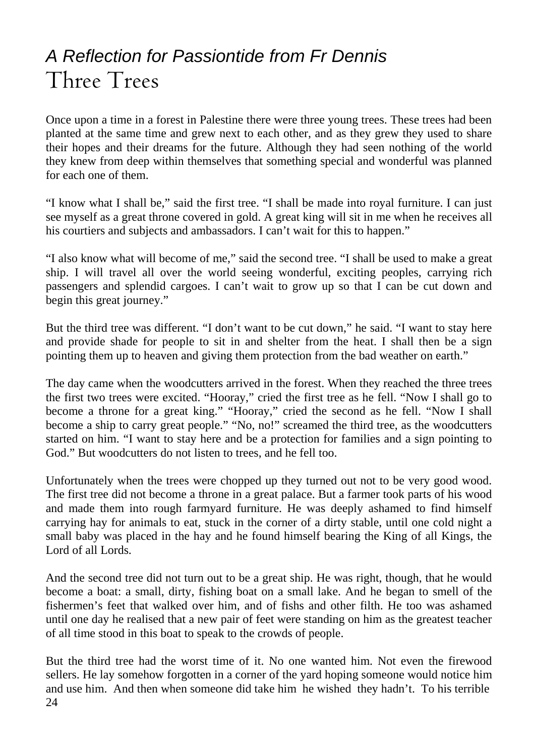## *A Reflection for Passiontide from Fr Dennis*

# Three Trees

Once upon a time in a forest in Palestine there were three young trees. These trees had been planted at the same time and grew next to each other, and as they grew they used to share their hopes and their dreams for the future. Although they had seen nothing of the world they knew from deep within themselves that something special and wonderful was planned for each one of them.

"I know what I shall be," said the first tree. "I shall be made into royal furniture. I can just see myself as a great throne covered in gold. A great king will sit in me when he receives all his courtiers and subjects and ambassadors. I can't wait for this to happen."

"I also know what will become of me," said the second tree. "I shall be used to make a great ship. I will travel all over the world seeing wonderful, exciting peoples, carrying rich passengers and splendid cargoes. I can't wait to grow up so that I can be cut down and begin this great journey."

But the third tree was different. "I don't want to be cut down," he said. "I want to stay here and provide shade for people to sit in and shelter from the heat. I shall then be a sign pointing them up to heaven and giving them protection from the bad weather on earth."

The day came when the woodcutters arrived in the forest. When they reached the three trees the first two trees were excited. "Hooray," cried the first tree as he fell. "Now I shall go to become a throne for a great king." "Hooray," cried the second as he fell. "Now I shall become a ship to carry great people." "No, no!" screamed the third tree, as the woodcutters started on him. "I want to stay here and be a protection for families and a sign pointing to God." But woodcutters do not listen to trees, and he fell too.

Unfortunately when the trees were chopped up they turned out not to be very good wood. The first tree did not become a throne in a great palace. But a farmer took parts of his wood and made them into rough farmyard furniture. He was deeply ashamed to find himself carrying hay for animals to eat, stuck in the corner of a dirty stable, until one cold night a small baby was placed in the hay and he found himself bearing the King of all Kings, the Lord of all Lords.

And the second tree did not turn out to be a great ship. He was right, though, that he would become a boat: a small, dirty, fishing boat on a small lake. And he began to smell of the fishermen's feet that walked over him, and of fishs and other filth. He too was ashamed until one day he realised that a new pair of feet were standing on him as the greatest teacher of all time stood in this boat to speak to the crowds of people.

But the third tree had the worst time of it. No one wanted him. Not even the firewood sellers. He lay somehow forgotten in a corner of the yard hoping someone would notice him and use him. And then when someone did take him he wished they hadn't. To his terrible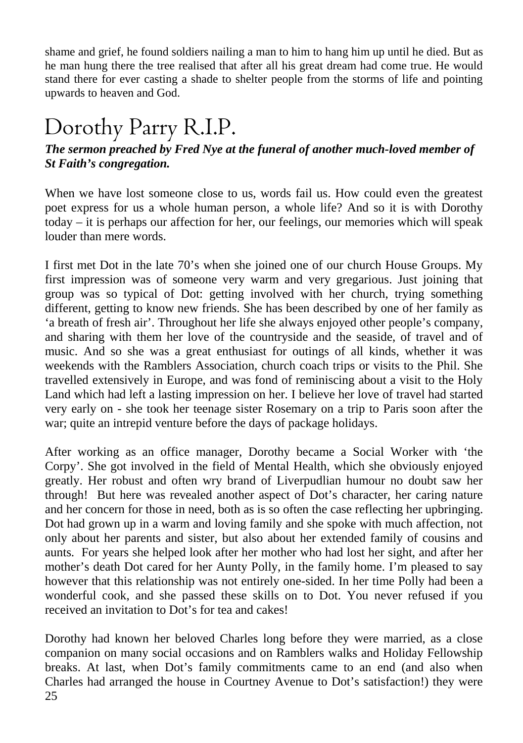shame and grief, he found soldiers nailing a man to him to hang him up until he died. But as he man hung there the tree realised that after all his great dream had come true. He would stand there for ever casting a shade to shelter people from the storms of life and pointing upwards to heaven and God.

# Dorothy Parry R.I.P.

***The sermon preached by Fred Nye at the funeral of another much-loved member of St Faith's congregation.***

When we have lost someone close to us, words fail us. How could even the greatest poet express for us a whole human person, a whole life? And so it is with Dorothy today – it is perhaps our affection for her, our feelings, our memories which will speak louder than mere words.

I first met Dot in the late 70's when she joined one of our church House Groups. My first impression was of someone very warm and very gregarious. Just joining that group was so typical of Dot: getting involved with her church, trying something different, getting to know new friends. She has been described by one of her family as 'a breath of fresh air'. Throughout her life she always enjoyed other people's company, and sharing with them her love of the countryside and the seaside, of travel and of music. And so she was a great enthusiast for outings of all kinds, whether it was weekends with the Ramblers Association, church coach trips or visits to the Phil. She travelled extensively in Europe, and was fond of reminiscing about a visit to the Holy Land which had left a lasting impression on her. I believe her love of travel had started very early on - she took her teenage sister Rosemary on a trip to Paris soon after the war; quite an intrepid venture before the days of package holidays.

After working as an office manager, Dorothy became a Social Worker with 'the Corpy'. She got involved in the field of Mental Health, which she obviously enjoyed greatly. Her robust and often wry brand of Liverpudlian humour no doubt saw her through! But here was revealed another aspect of Dot's character, her caring nature and her concern for those in need, both as is so often the case reflecting her upbringing. Dot had grown up in a warm and loving family and she spoke with much affection, not only about her parents and sister, but also about her extended family of cousins and aunts. For years she helped look after her mother who had lost her sight, and after her mother's death Dot cared for her Aunty Polly, in the family home. I'm pleased to say however that this relationship was not entirely one-sided. In her time Polly had been a wonderful cook, and she passed these skills on to Dot. You never refused if you received an invitation to Dot's for tea and cakes!

Dorothy had known her beloved Charles long before they were married, as a close companion on many social occasions and on Ramblers walks and Holiday Fellowship breaks. At last, when Dot's family commitments came to an end (and also when Charles had arranged the house in Courtney Avenue to Dot's satisfaction!) they were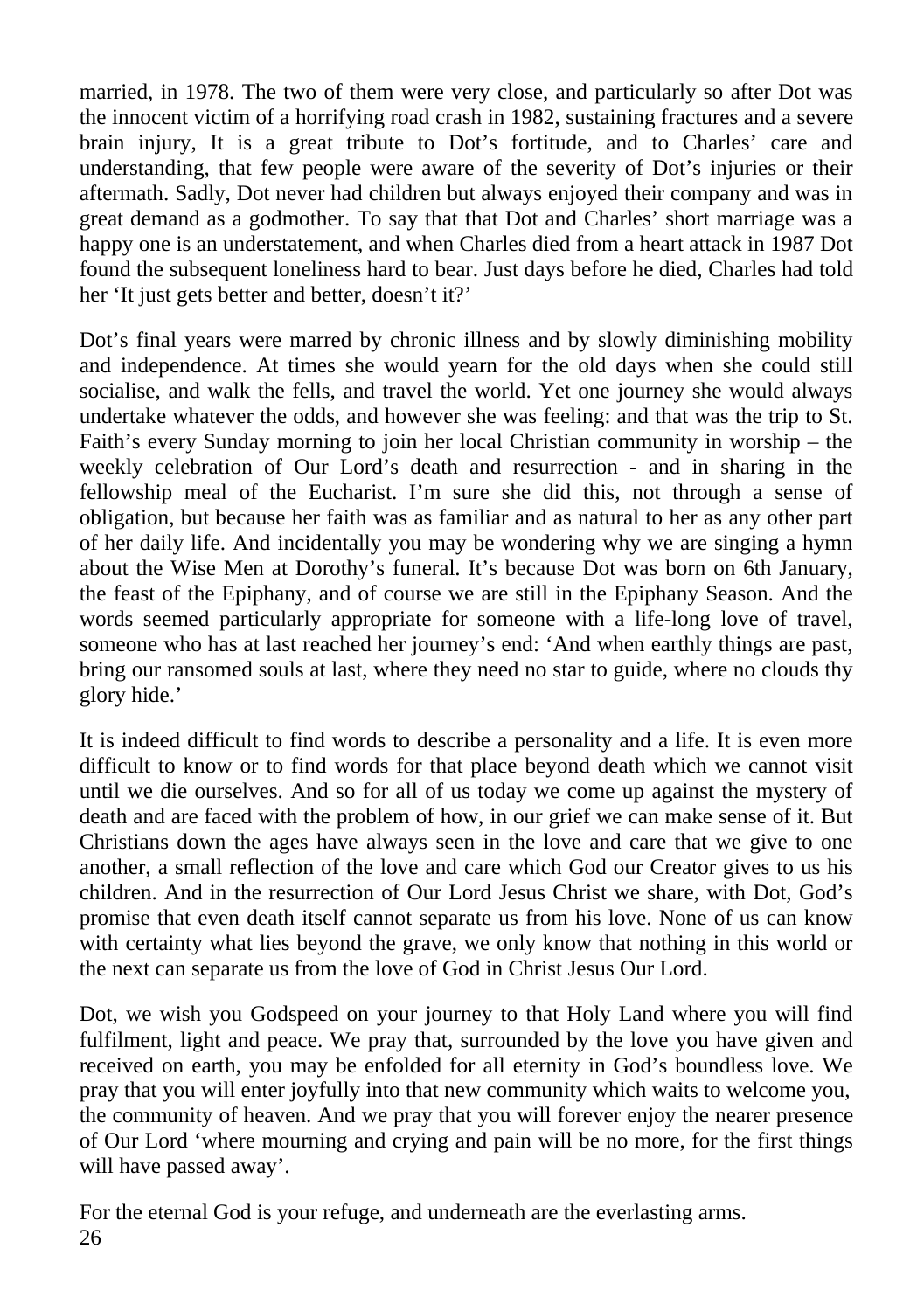married, in 1978. The two of them were very close, and particularly so after Dot was the innocent victim of a horrifying road crash in 1982, sustaining fractures and a severe brain injury, It is a great tribute to Dot's fortitude, and to Charles' care and understanding, that few people were aware of the severity of Dot's injuries or their aftermath. Sadly, Dot never had children but always enjoyed their company and was in great demand as a godmother. To say that that Dot and Charles' short marriage was a happy one is an understatement, and when Charles died from a heart attack in 1987 Dot found the subsequent loneliness hard to bear. Just days before he died, Charles had told her 'It just gets better and better, doesn't it?'

Dot's final years were marred by chronic illness and by slowly diminishing mobility and independence. At times she would yearn for the old days when she could still socialise, and walk the fells, and travel the world. Yet one journey she would always undertake whatever the odds, and however she was feeling: and that was the trip to St. Faith's every Sunday morning to join her local Christian community in worship – the weekly celebration of Our Lord's death and resurrection - and in sharing in the fellowship meal of the Eucharist. I'm sure she did this, not through a sense of obligation, but because her faith was as familiar and as natural to her as any other part of her daily life. And incidentally you may be wondering why we are singing a hymn about the Wise Men at Dorothy's funeral. It's because Dot was born on 6th January, the feast of the Epiphany, and of course we are still in the Epiphany Season. And the words seemed particularly appropriate for someone with a life-long love of travel, someone who has at last reached her journey's end: 'And when earthly things are past, bring our ransomed souls at last, where they need no star to guide, where no clouds thy glory hide.'

It is indeed difficult to find words to describe a personality and a life. It is even more difficult to know or to find words for that place beyond death which we cannot visit until we die ourselves. And so for all of us today we come up against the mystery of death and are faced with the problem of how, in our grief we can make sense of it. But Christians down the ages have always seen in the love and care that we give to one another, a small reflection of the love and care which God our Creator gives to us his children. And in the resurrection of Our Lord Jesus Christ we share, with Dot, God's promise that even death itself cannot separate us from his love. None of us can know with certainty what lies beyond the grave, we only know that nothing in this world or the next can separate us from the love of God in Christ Jesus Our Lord.

Dot, we wish you Godspeed on your journey to that Holy Land where you will find fulfilment, light and peace. We pray that, surrounded by the love you have given and received on earth, you may be enfolded for all eternity in God's boundless love. We pray that you will enter joyfully into that new community which waits to welcome you, the community of heaven. And we pray that you will forever enjoy the nearer presence of Our Lord 'where mourning and crying and pain will be no more, for the first things will have passed away'.

For the eternal God is your refuge, and underneath are the everlasting arms.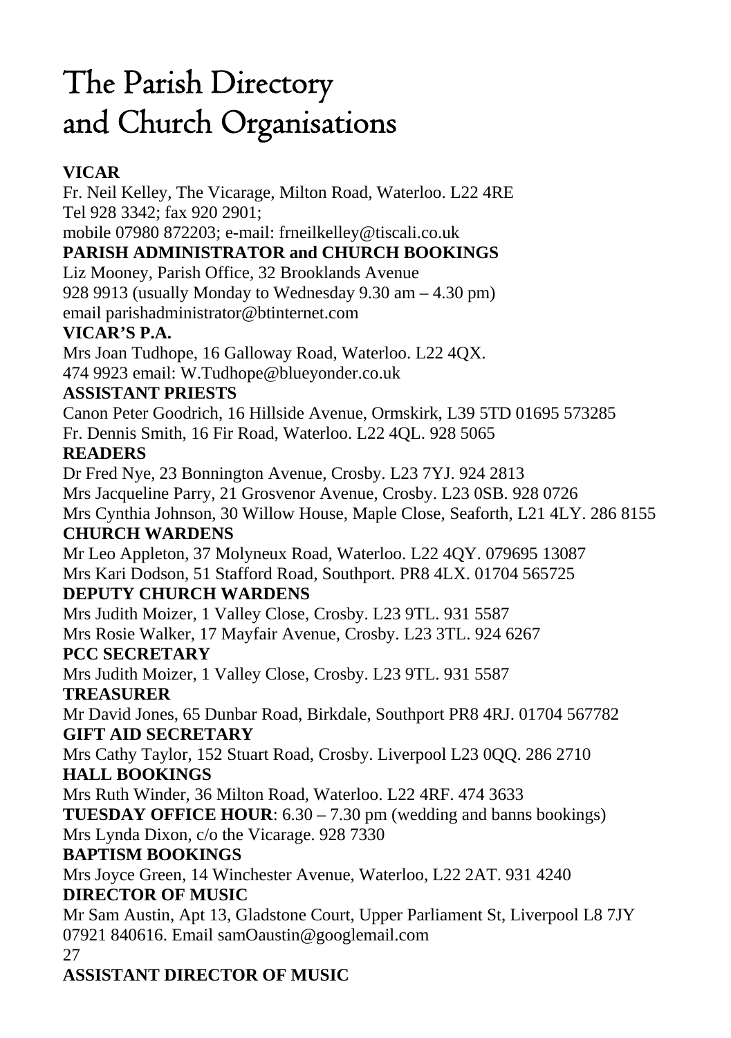# The Parish Directory and Church Organisations

**VICAR**

Fr. Neil Kelley, The Vicarage, Milton Road, Waterloo. L22 4RE
Tel 928 3342; fax 920 2901;
mobile 07980 872203; e-mail: frneilkelley@tiscali.co.uk

**PARISH ADMINISTRATOR and CHURCH BOOKINGS**

Liz Mooney, Parish Office, 32 Brooklands Avenue
928 9913 (usually Monday to Wednesday 9.30 am – 4.30 pm)
email parishadministrator@btinternet.com

**VICAR'S P.A.**

Mrs Joan Tudhope, 16 Galloway Road, Waterloo. L22 4QX.
474 9923 email: W.Tudhope@blueyonder.co.uk

**ASSISTANT PRIESTS**

Canon Peter Goodrich, 16 Hillside Avenue, Ormskirk, L39 5TD 01695 573285
Fr. Dennis Smith, 16 Fir Road, Waterloo. L22 4QL. 928 5065

**READERS**

Dr Fred Nye, 23 Bonnington Avenue, Crosby. L23 7YJ. 924 2813
Mrs Jacqueline Parry, 21 Grosvenor Avenue, Crosby. L23 0SB. 928 0726
Mrs Cynthia Johnson, 30 Willow House, Maple Close, Seaforth, L21 4LY. 286 8155

**CHURCH WARDENS**

Mr Leo Appleton, 37 Molyneux Road, Waterloo. L22 4QY. 079695 13087
Mrs Kari Dodson, 51 Stafford Road, Southport. PR8 4LX. 01704 565725

**DEPUTY CHURCH WARDENS**

Mrs Judith Moizer, 1 Valley Close, Crosby. L23 9TL. 931 5587
Mrs Rosie Walker, 17 Mayfair Avenue, Crosby. L23 3TL. 924 6267

**PCC SECRETARY**

Mrs Judith Moizer, 1 Valley Close, Crosby. L23 9TL. 931 5587

**TREASURER**

Mr David Jones, 65 Dunbar Road, Birkdale, Southport PR8 4RJ. 01704 567782

**GIFT AID SECRETARY**

Mrs Cathy Taylor, 152 Stuart Road, Crosby. Liverpool L23 0QQ. 286 2710

**HALL BOOKINGS**

Mrs Ruth Winder, 36 Milton Road, Waterloo. L22 4RF. 474 3633

**TUESDAY OFFICE HOUR**: 6.30 – 7.30 pm (wedding and banns bookings)
Mrs Lynda Dixon, c/o the Vicarage. 928 7330

**BAPTISM BOOKINGS**

Mrs Joyce Green, 14 Winchester Avenue, Waterloo, L22 2AT. 931 4240

**DIRECTOR OF MUSIC**

Mr Sam Austin, Apt 13, Gladstone Court, Upper Parliament St, Liverpool L8 7JY
07921 840616. Email samOaustin@googlemail.com

**ASSISTANT DIRECTOR OF MUSIC**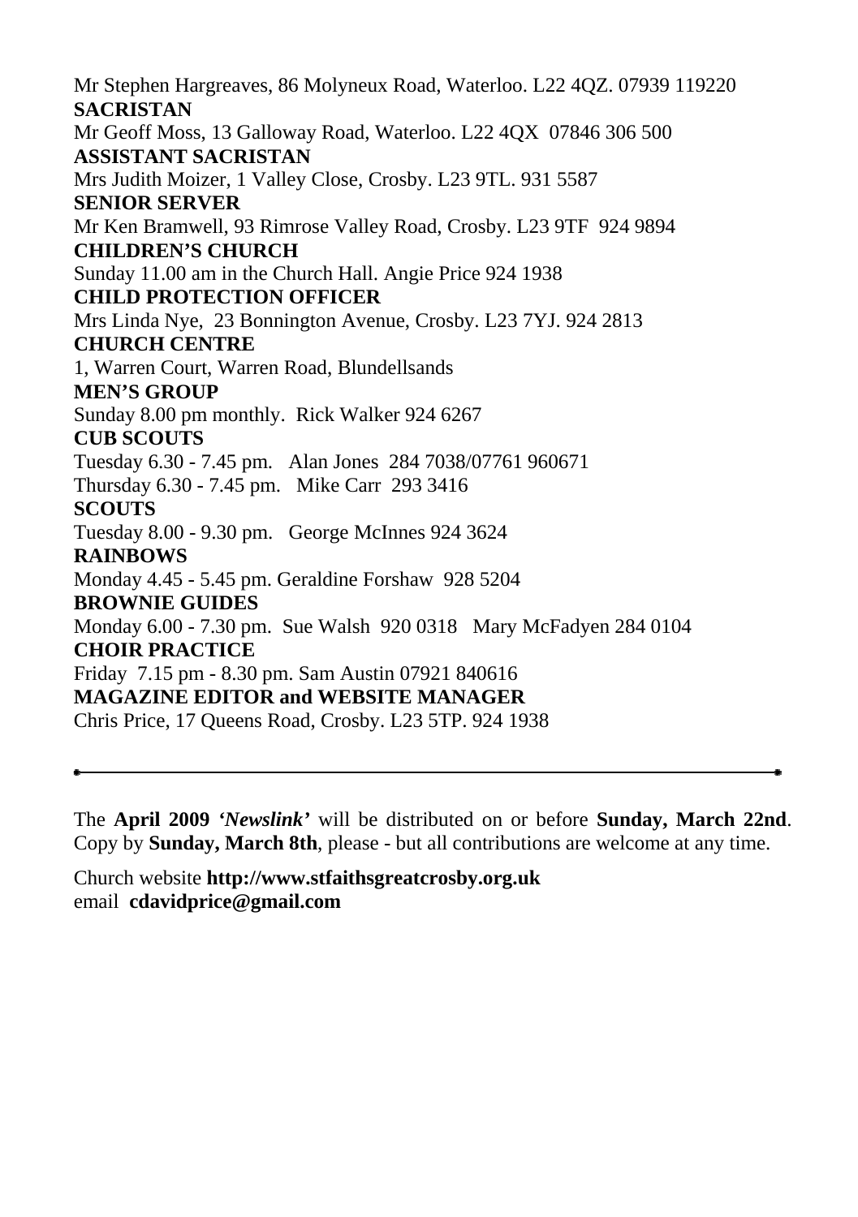Mr Stephen Hargreaves, 86 Molyneux Road, Waterloo. L22 4QZ. 07939 119220

**SACRISTAN**

Mr Geoff Moss, 13 Galloway Road, Waterloo. L22 4QX 07846 306 500

**ASSISTANT SACRISTAN**

Mrs Judith Moizer, 1 Valley Close, Crosby. L23 9TL. 931 5587

**SENIOR SERVER**

Mr Ken Bramwell, 93 Rimrose Valley Road, Crosby. L23 9TF 924 9894

**CHILDREN'S CHURCH**

Sunday 11.00 am in the Church Hall. Angie Price 924 1938

**CHILD PROTECTION OFFICER**

Mrs Linda Nye, 23 Bonnington Avenue, Crosby. L23 7YJ. 924 2813

**CHURCH CENTRE**

1, Warren Court, Warren Road, Blundellsands

**MEN'S GROUP**

Sunday 8.00 pm monthly. Rick Walker 924 6267

**CUB SCOUTS**

Tuesday 6.30 - 7.45 pm. Alan Jones 284 7038/07761 960671

Thursday 6.30 - 7.45 pm. Mike Carr 293 3416

**SCOUTS**

Tuesday 8.00 - 9.30 pm. George McInnes 924 3624

**RAINBOWS**

Monday 4.45 - 5.45 pm. Geraldine Forshaw 928 5204

**BROWNIE GUIDES**

Monday 6.00 - 7.30 pm. Sue Walsh 920 0318 Mary McFadyen 284 0104

**CHOIR PRACTICE**

Friday 7.15 pm - 8.30 pm. Sam Austin 07921 840616

**MAGAZINE EDITOR and WEBSITE MANAGER**

Chris Price, 17 Queens Road, Crosby. L23 5TP. 924 1938

---

The **April 2009 '*Newslink*'** will be distributed on or before **Sunday, March 22nd**. Copy by **Sunday, March 8th**, please - but all contributions are welcome at any time.

Church website **http://www.stfaithsgreatcrosby.org.uk**
email **cdavidprice@gmail.com**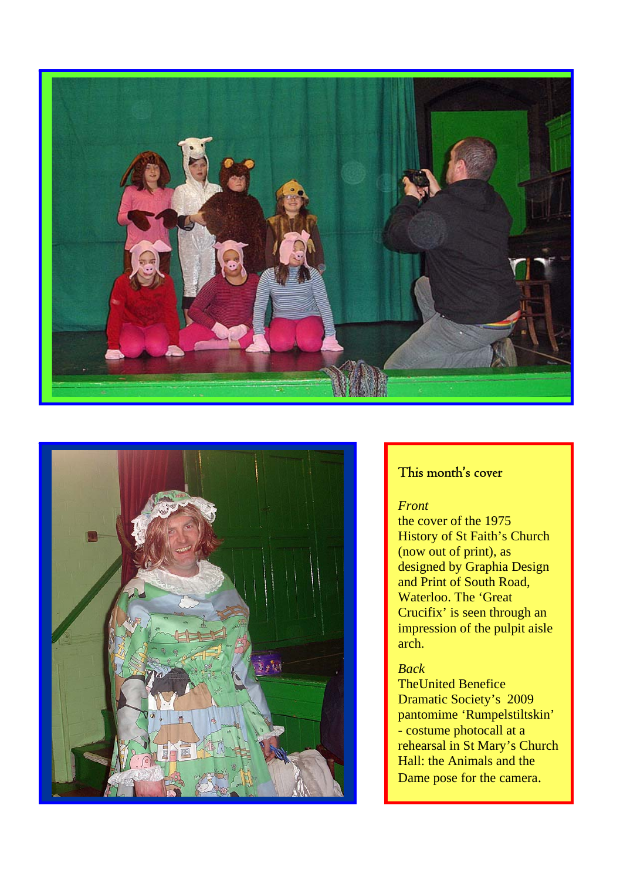## This month's cover

*Front*

the cover of the 1975 History of St Faith's Church (now out of print), as designed by Graphia Design and Print of South Road, Waterloo. The 'Great Crucifix' is seen through an impression of the pulpit aisle arch.

*Back*

TheUnited Benefice Dramatic Society's 2009 pantomime 'Rumpelstiltskin' - costume photocall at a rehearsal in St Mary's Church Hall: the Animals and the Dame pose for the camera.